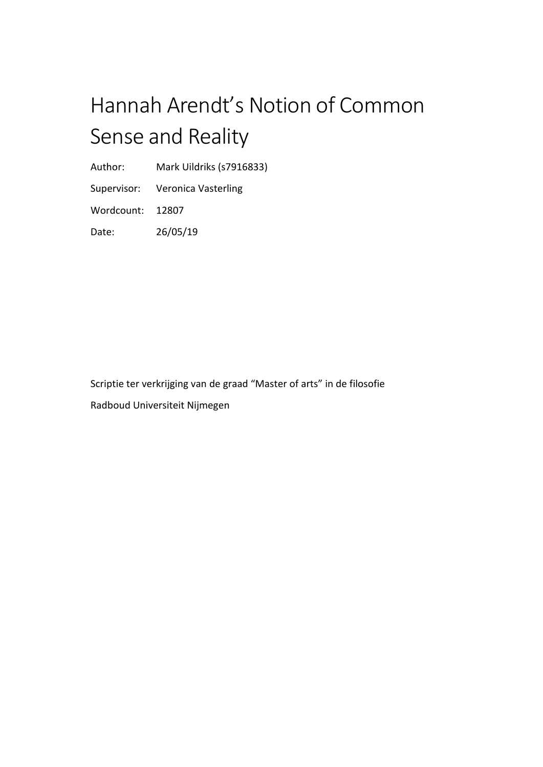# Hannah Arendt's Notion of Common Sense and Reality

| | |
|---|---|
| Author: | Mark Uildriks (s7916833) |
| Supervisor: | Veronica Vasterling |
| Wordcount: | 12807 |
| Date: | 26/05/19 |

Scriptie ter verkrijging van de graad "Master of arts" in de filosofie

Radboud Universiteit Nijmegen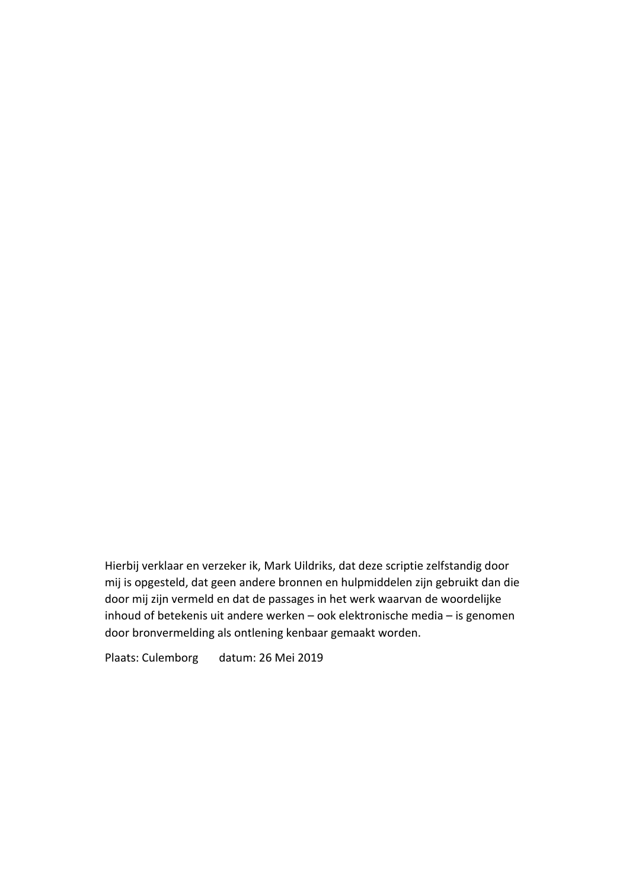Hierbij verklaar en verzeker ik, Mark Uildriks, dat deze scriptie zelfstandig door mij is opgesteld, dat geen andere bronnen en hulpmiddelen zijn gebruikt dan die door mij zijn vermeld en dat de passages in het werk waarvan de woordelijke inhoud of betekenis uit andere werken – ook elektronische media – is genomen door bronvermelding als ontlening kenbaar gemaakt worden.

Plaats: Culemborg  datum: 26 Mei 2019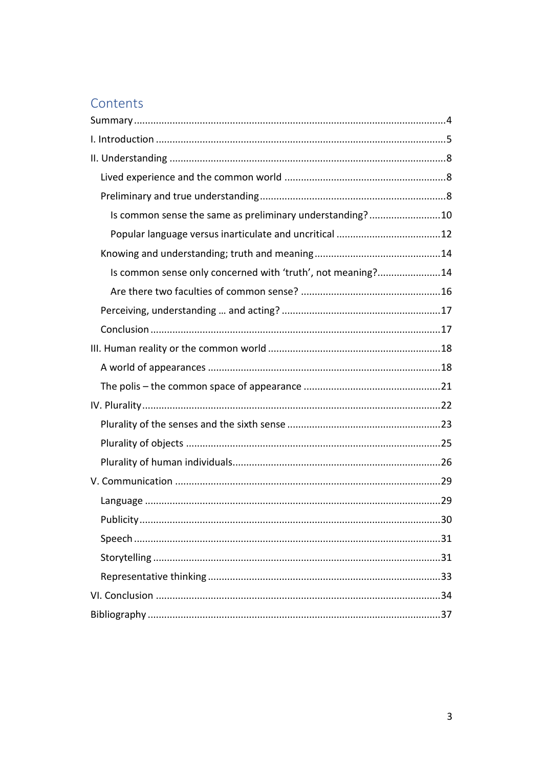## Contents

- Summary ..... 4
- I. Introduction ..... 5
- II. Understanding ..... 8
  - Lived experience and the common world ..... 8
  - Preliminary and true understanding ..... 8
    - Is common sense the same as preliminary understanding? ..... 10
    - Popular language versus inarticulate and uncritical ..... 12
  - Knowing and understanding; truth and meaning ..... 14
    - Is common sense only concerned with 'truth', not meaning? ..... 14
    - Are there two faculties of common sense? ..... 16
  - Perceiving, understanding … and acting? ..... 17
  - Conclusion ..... 17
- III. Human reality or the common world ..... 18
  - A world of appearances ..... 18
  - The polis – the common space of appearance ..... 21
- IV. Plurality ..... 22
  - Plurality of the senses and the sixth sense ..... 23
  - Plurality of objects ..... 25
  - Plurality of human individuals ..... 26
- V. Communication ..... 29
  - Language ..... 29
  - Publicity ..... 30
  - Speech ..... 31
  - Storytelling ..... 31
  - Representative thinking ..... 33
- VI. Conclusion ..... 34
- Bibliography ..... 37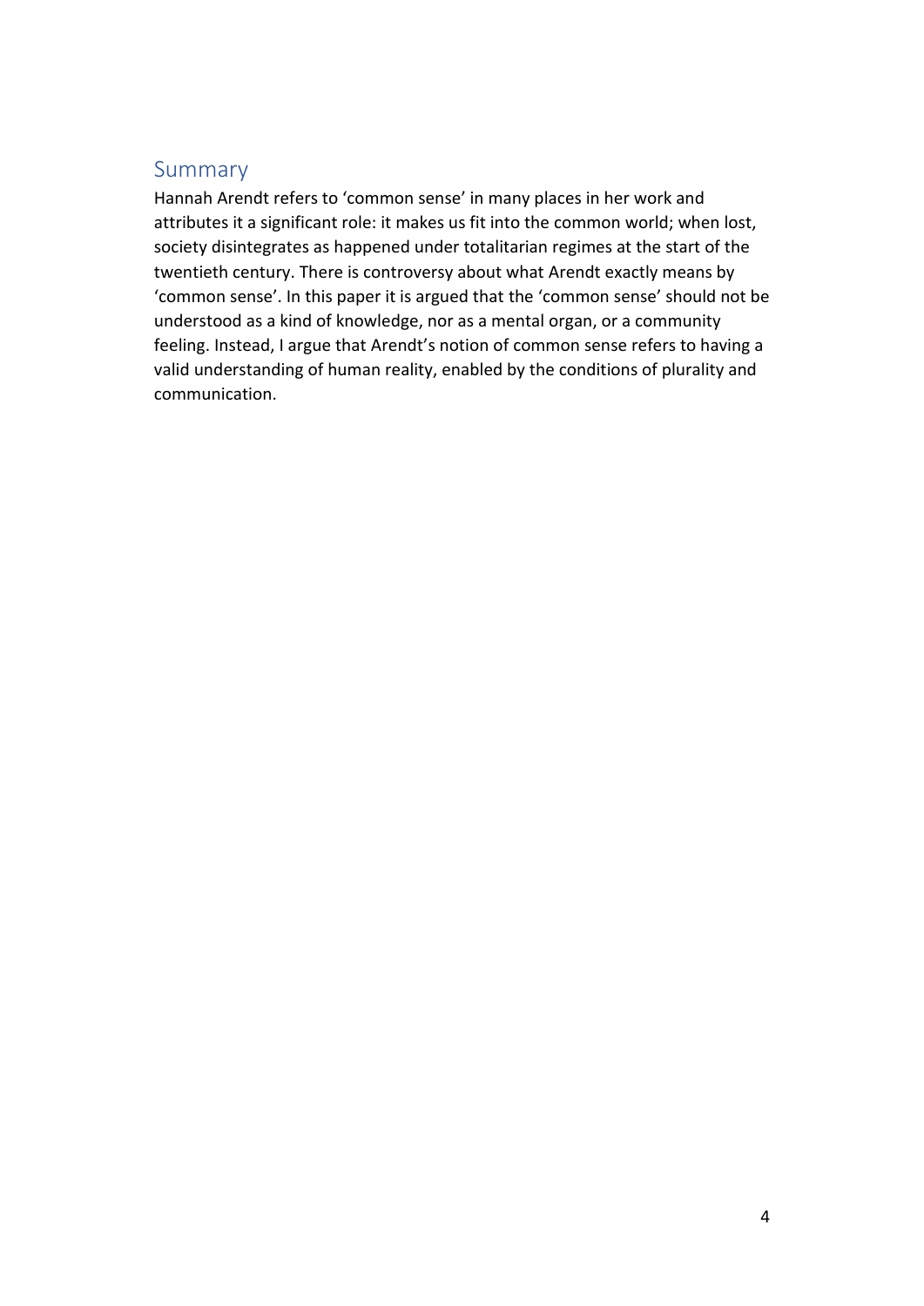## Summary

Hannah Arendt refers to 'common sense' in many places in her work and attributes it a significant role: it makes us fit into the common world; when lost, society disintegrates as happened under totalitarian regimes at the start of the twentieth century. There is controversy about what Arendt exactly means by 'common sense'. In this paper it is argued that the 'common sense' should not be understood as a kind of knowledge, nor as a mental organ, or a community feeling. Instead, I argue that Arendt's notion of common sense refers to having a valid understanding of human reality, enabled by the conditions of plurality and communication.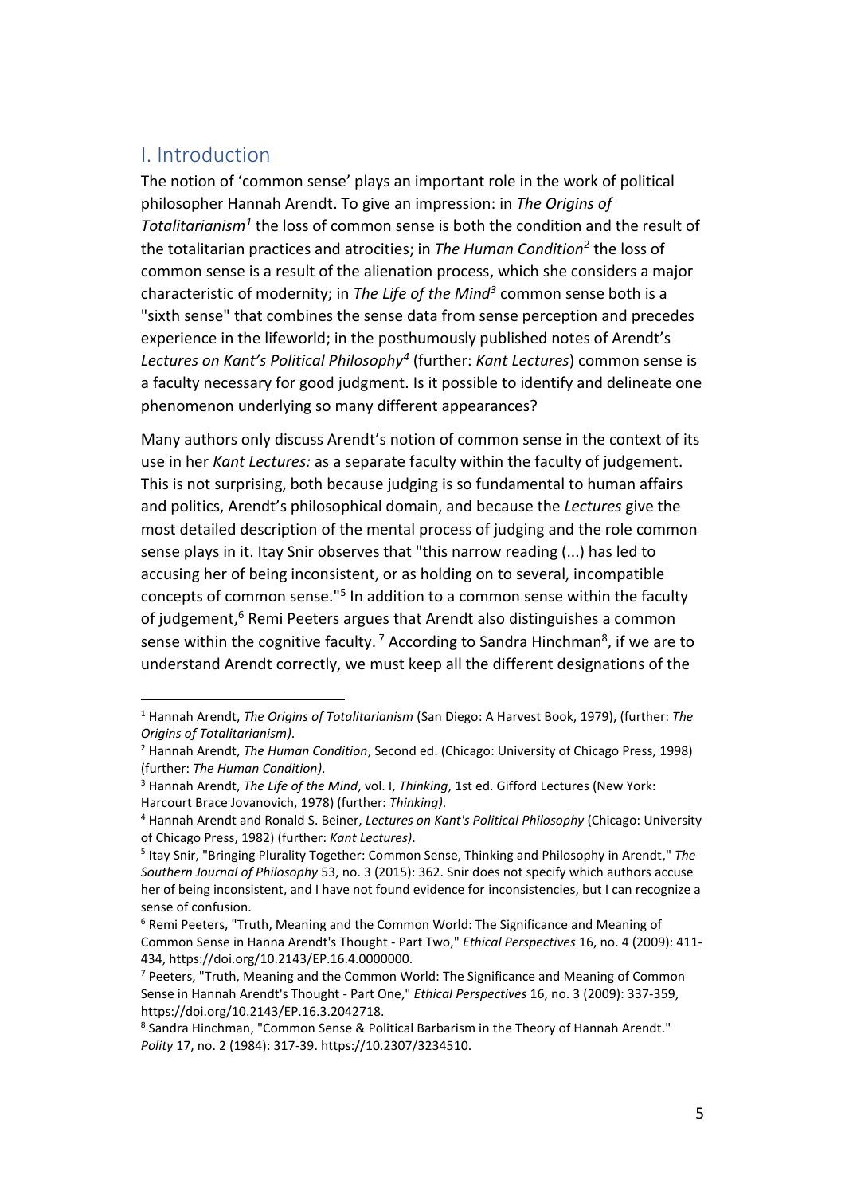## I. Introduction

The notion of 'common sense' plays an important role in the work of political philosopher Hannah Arendt. To give an impression: in *The Origins of Totalitarianism*[1] the loss of common sense is both the condition and the result of the totalitarian practices and atrocities; in *The Human Condition*[2] the loss of common sense is a result of the alienation process, which she considers a major characteristic of modernity; in *The Life of the Mind*[3] common sense both is a "sixth sense" that combines the sense data from sense perception and precedes experience in the lifeworld; in the posthumously published notes of Arendt's *Lectures on Kant's Political Philosophy*[4] (further: *Kant Lectures*) common sense is a faculty necessary for good judgment. Is it possible to identify and delineate one phenomenon underlying so many different appearances?

Many authors only discuss Arendt's notion of common sense in the context of its use in her *Kant Lectures:* as a separate faculty within the faculty of judgement. This is not surprising, both because judging is so fundamental to human affairs and politics, Arendt's philosophical domain, and because the *Lectures* give the most detailed description of the mental process of judging and the role common sense plays in it. Itay Snir observes that "this narrow reading (...) has led to accusing her of being inconsistent, or as holding on to several, incompatible concepts of common sense."[5] In addition to a common sense within the faculty of judgement,[6] Remi Peeters argues that Arendt also distinguishes a common sense within the cognitive faculty. [7] According to Sandra Hinchman[8], if we are to understand Arendt correctly, we must keep all the different designations of the

---

[1] Hannah Arendt, *The Origins of Totalitarianism* (San Diego: A Harvest Book, 1979), (further: *The Origins of Totalitarianism)*.

[2] Hannah Arendt, *The Human Condition*, Second ed. (Chicago: University of Chicago Press, 1998) (further: *The Human Condition)*.

[3] Hannah Arendt, *The Life of the Mind*, vol. I, *Thinking*, 1st ed. Gifford Lectures (New York: Harcourt Brace Jovanovich, 1978) (further: *Thinking)*.

[4] Hannah Arendt and Ronald S. Beiner, *Lectures on Kant's Political Philosophy* (Chicago: University of Chicago Press, 1982) (further: *Kant Lectures)*.

[5] Itay Snir, "Bringing Plurality Together: Common Sense, Thinking and Philosophy in Arendt," *The Southern Journal of Philosophy* 53, no. 3 (2015): 362. Snir does not specify which authors accuse her of being inconsistent, and I have not found evidence for inconsistencies, but I can recognize a sense of confusion.

[6] Remi Peeters, "Truth, Meaning and the Common World: The Significance and Meaning of Common Sense in Hanna Arendt's Thought - Part Two," *Ethical Perspectives* 16, no. 4 (2009): 411-434, https://doi.org/10.2143/EP.16.4.0000000.

[7] Peeters, "Truth, Meaning and the Common World: The Significance and Meaning of Common Sense in Hannah Arendt's Thought - Part One," *Ethical Perspectives* 16, no. 3 (2009): 337-359, https://doi.org/10.2143/EP.16.3.2042718.

[8] Sandra Hinchman, "Common Sense & Political Barbarism in the Theory of Hannah Arendt." *Polity* 17, no. 2 (1984): 317-39. https://10.2307/3234510.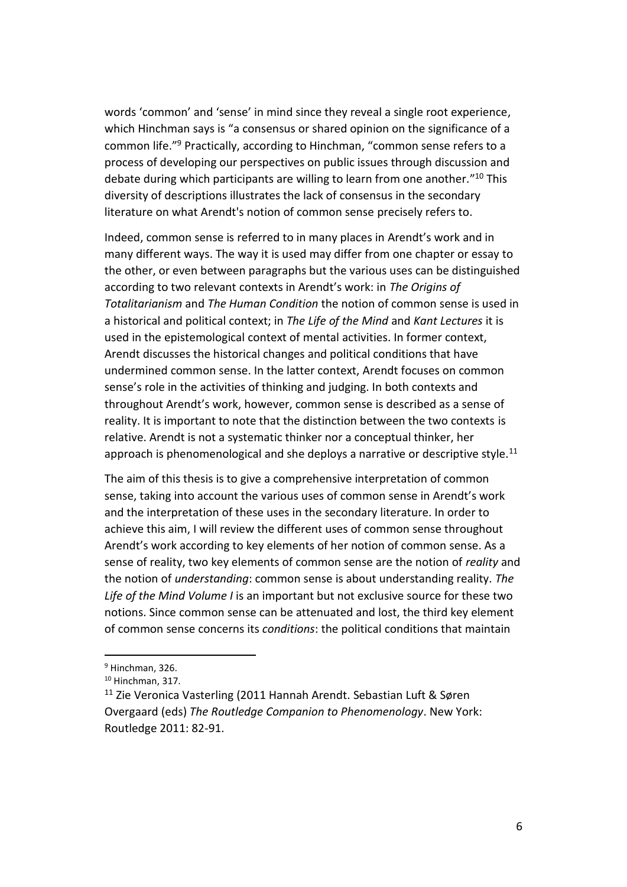words 'common' and 'sense' in mind since they reveal a single root experience, which Hinchman says is "a consensus or shared opinion on the significance of a common life."[9] Practically, according to Hinchman, "common sense refers to a process of developing our perspectives on public issues through discussion and debate during which participants are willing to learn from one another."[10] This diversity of descriptions illustrates the lack of consensus in the secondary literature on what Arendt's notion of common sense precisely refers to.

Indeed, common sense is referred to in many places in Arendt's work and in many different ways. The way it is used may differ from one chapter or essay to the other, or even between paragraphs but the various uses can be distinguished according to two relevant contexts in Arendt's work: in *The Origins of Totalitarianism* and *The Human Condition* the notion of common sense is used in a historical and political context; in *The Life of the Mind* and *Kant Lectures* it is used in the epistemological context of mental activities. In former context, Arendt discusses the historical changes and political conditions that have undermined common sense. In the latter context, Arendt focuses on common sense's role in the activities of thinking and judging. In both contexts and throughout Arendt's work, however, common sense is described as a sense of reality. It is important to note that the distinction between the two contexts is relative. Arendt is not a systematic thinker nor a conceptual thinker, her approach is phenomenological and she deploys a narrative or descriptive style.[11]

The aim of this thesis is to give a comprehensive interpretation of common sense, taking into account the various uses of common sense in Arendt's work and the interpretation of these uses in the secondary literature. In order to achieve this aim, I will review the different uses of common sense throughout Arendt's work according to key elements of her notion of common sense. As a sense of reality, two key elements of common sense are the notion of *reality* and the notion of *understanding*: common sense is about understanding reality. *The Life of the Mind Volume I* is an important but not exclusive source for these two notions. Since common sense can be attenuated and lost, the third key element of common sense concerns its *conditions*: the political conditions that maintain

---

[9] Hinchman, 326.

[10] Hinchman, 317.

[11] Zie Veronica Vasterling (2011 Hannah Arendt. Sebastian Luft & Søren Overgaard (eds) *The Routledge Companion to Phenomenology*. New York: Routledge 2011: 82-91.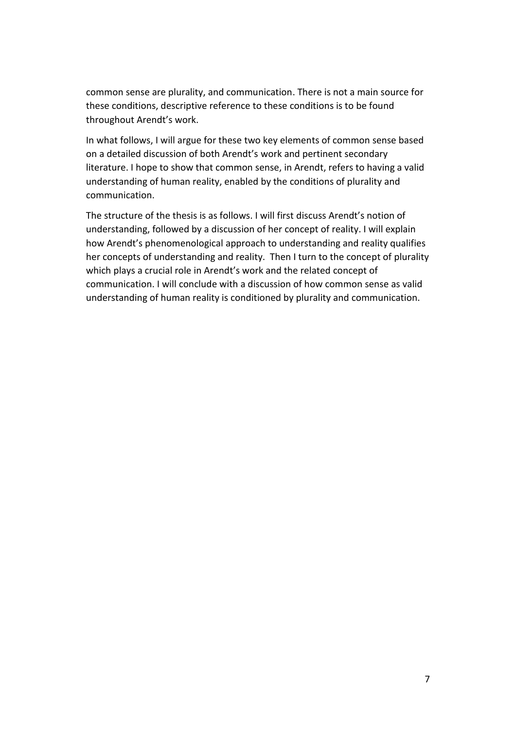common sense are plurality, and communication. There is not a main source for these conditions, descriptive reference to these conditions is to be found throughout Arendt's work.

In what follows, I will argue for these two key elements of common sense based on a detailed discussion of both Arendt's work and pertinent secondary literature. I hope to show that common sense, in Arendt, refers to having a valid understanding of human reality, enabled by the conditions of plurality and communication.

The structure of the thesis is as follows. I will first discuss Arendt's notion of understanding, followed by a discussion of her concept of reality. I will explain how Arendt's phenomenological approach to understanding and reality qualifies her concepts of understanding and reality. Then I turn to the concept of plurality which plays a crucial role in Arendt's work and the related concept of communication. I will conclude with a discussion of how common sense as valid understanding of human reality is conditioned by plurality and communication.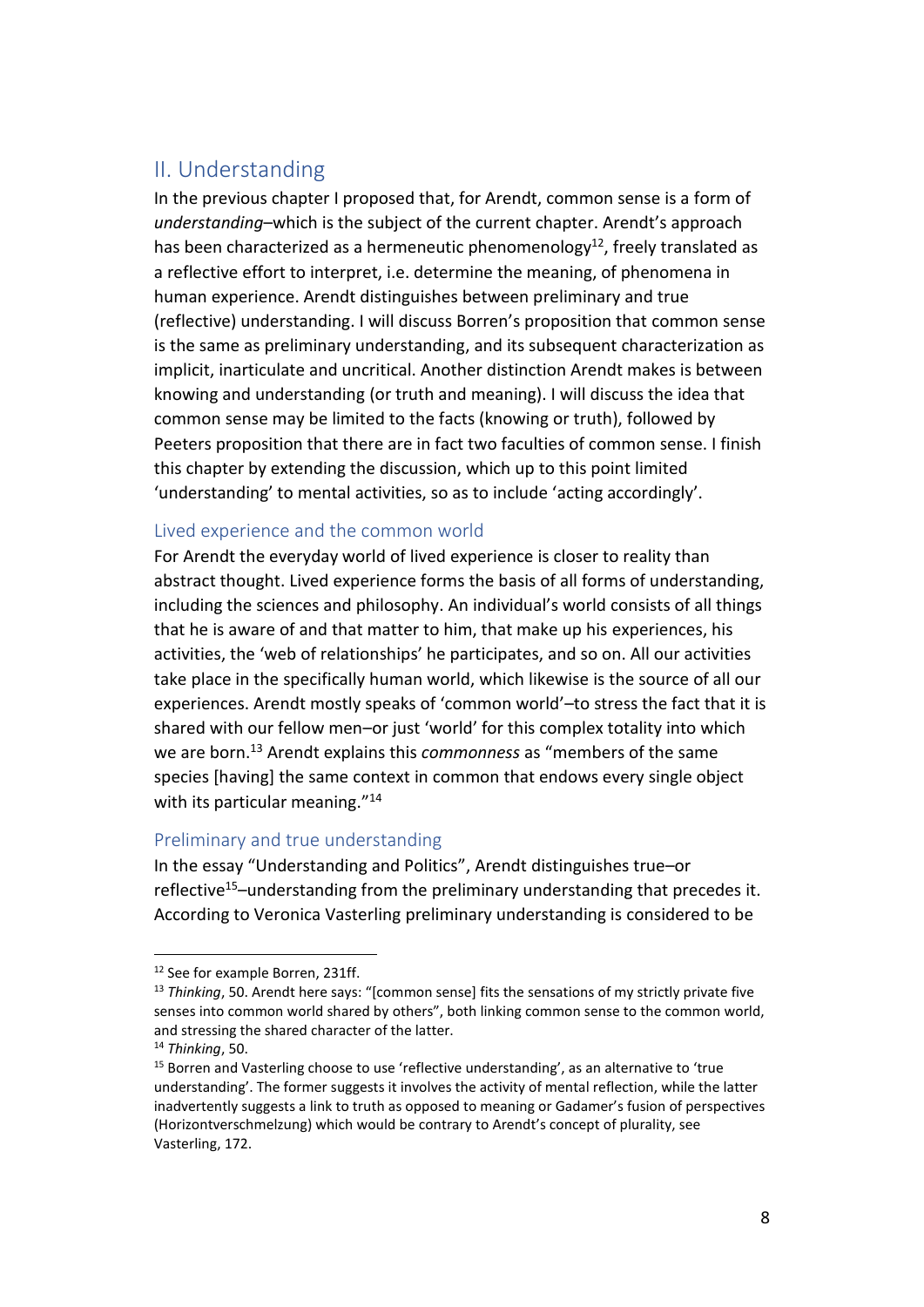## II. Understanding

In the previous chapter I proposed that, for Arendt, common sense is a form of *understanding*–which is the subject of the current chapter. Arendt's approach has been characterized as a hermeneutic phenomenology[12], freely translated as a reflective effort to interpret, i.e. determine the meaning, of phenomena in human experience. Arendt distinguishes between preliminary and true (reflective) understanding. I will discuss Borren's proposition that common sense is the same as preliminary understanding, and its subsequent characterization as implicit, inarticulate and uncritical. Another distinction Arendt makes is between knowing and understanding (or truth and meaning). I will discuss the idea that common sense may be limited to the facts (knowing or truth), followed by Peeters proposition that there are in fact two faculties of common sense. I finish this chapter by extending the discussion, which up to this point limited 'understanding' to mental activities, so as to include 'acting accordingly'.

### Lived experience and the common world

For Arendt the everyday world of lived experience is closer to reality than abstract thought. Lived experience forms the basis of all forms of understanding, including the sciences and philosophy. An individual's world consists of all things that he is aware of and that matter to him, that make up his experiences, his activities, the 'web of relationships' he participates, and so on. All our activities take place in the specifically human world, which likewise is the source of all our experiences. Arendt mostly speaks of 'common world'–to stress the fact that it is shared with our fellow men–or just 'world' for this complex totality into which we are born.[13] Arendt explains this *commonness* as "members of the same species [having] the same context in common that endows every single object with its particular meaning."[14]

### Preliminary and true understanding

In the essay "Understanding and Politics", Arendt distinguishes true–or reflective[15]–understanding from the preliminary understanding that precedes it. According to Veronica Vasterling preliminary understanding is considered to be

---

[12] See for example Borren, 231ff.

[13] *Thinking*, 50. Arendt here says: "[common sense] fits the sensations of my strictly private five senses into common world shared by others", both linking common sense to the common world, and stressing the shared character of the latter.

[14] *Thinking*, 50.

[15] Borren and Vasterling choose to use 'reflective understanding', as an alternative to 'true understanding'. The former suggests it involves the activity of mental reflection, while the latter inadvertently suggests a link to truth as opposed to meaning or Gadamer's fusion of perspectives (Horizontverschmelzung) which would be contrary to Arendt's concept of plurality, see Vasterling, 172.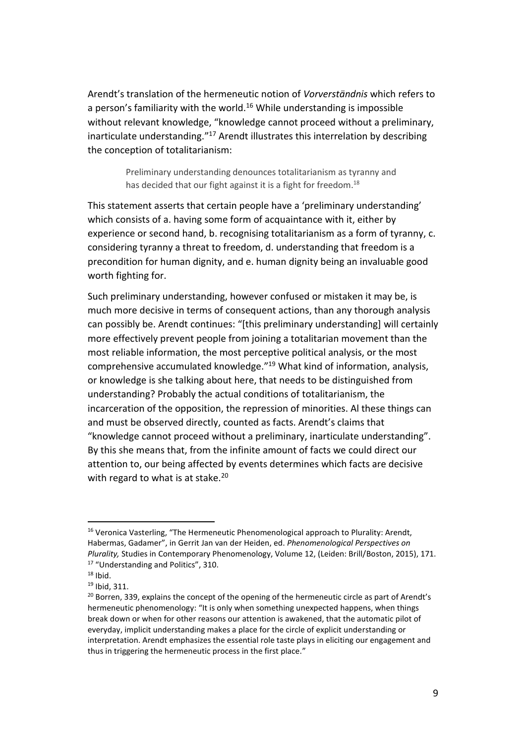Arendt's translation of the hermeneutic notion of *Vorverständnis* which refers to a person's familiarity with the world.[16] While understanding is impossible without relevant knowledge, "knowledge cannot proceed without a preliminary, inarticulate understanding."[17] Arendt illustrates this interrelation by describing the conception of totalitarianism:

> Preliminary understanding denounces totalitarianism as tyranny and has decided that our fight against it is a fight for freedom.[18]

This statement asserts that certain people have a 'preliminary understanding' which consists of a. having some form of acquaintance with it, either by experience or second hand, b. recognising totalitarianism as a form of tyranny, c. considering tyranny a threat to freedom, d. understanding that freedom is a precondition for human dignity, and e. human dignity being an invaluable good worth fighting for.

Such preliminary understanding, however confused or mistaken it may be, is much more decisive in terms of consequent actions, than any thorough analysis can possibly be. Arendt continues: "[this preliminary understanding] will certainly more effectively prevent people from joining a totalitarian movement than the most reliable information, the most perceptive political analysis, or the most comprehensive accumulated knowledge."[19] What kind of information, analysis, or knowledge is she talking about here, that needs to be distinguished from understanding? Probably the actual conditions of totalitarianism, the incarceration of the opposition, the repression of minorities. Al these things can and must be observed directly, counted as facts. Arendt's claims that "knowledge cannot proceed without a preliminary, inarticulate understanding". By this she means that, from the infinite amount of facts we could direct our attention to, our being affected by events determines which facts are decisive with regard to what is at stake.[20]

---

[16] Veronica Vasterling, "The Hermeneutic Phenomenological approach to Plurality: Arendt, Habermas, Gadamer", in Gerrit Jan van der Heiden, ed. *Phenomenological Perspectives on Plurality,* Studies in Contemporary Phenomenology, Volume 12, (Leiden: Brill/Boston, 2015), 171.

[17] "Understanding and Politics", 310.

[18] Ibid.

[19] Ibid, 311.

[20] Borren, 339, explains the concept of the opening of the hermeneutic circle as part of Arendt's hermeneutic phenomenology: "It is only when something unexpected happens, when things break down or when for other reasons our attention is awakened, that the automatic pilot of everyday, implicit understanding makes a place for the circle of explicit understanding or interpretation. Arendt emphasizes the essential role taste plays in eliciting our engagement and thus in triggering the hermeneutic process in the first place."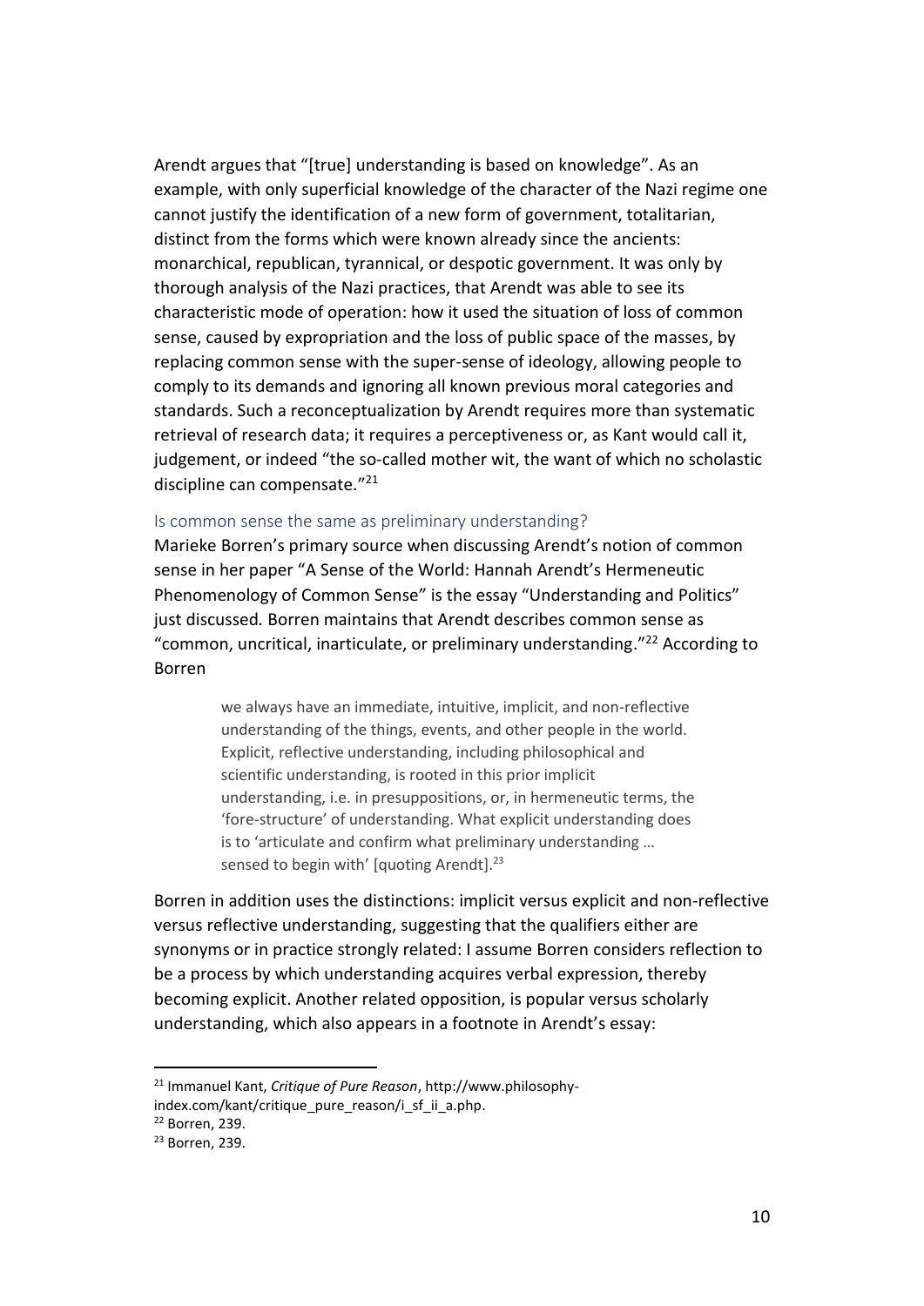Arendt argues that "[true] understanding is based on knowledge". As an example, with only superficial knowledge of the character of the Nazi regime one cannot justify the identification of a new form of government, totalitarian, distinct from the forms which were known already since the ancients: monarchical, republican, tyrannical, or despotic government. It was only by thorough analysis of the Nazi practices, that Arendt was able to see its characteristic mode of operation: how it used the situation of loss of common sense, caused by expropriation and the loss of public space of the masses, by replacing common sense with the super-sense of ideology, allowing people to comply to its demands and ignoring all known previous moral categories and standards. Such a reconceptualization by Arendt requires more than systematic retrieval of research data; it requires a perceptiveness or, as Kant would call it, judgement, or indeed "the so-called mother wit, the want of which no scholastic discipline can compensate."[21]

### Is common sense the same as preliminary understanding?

Marieke Borren's primary source when discussing Arendt's notion of common sense in her paper "A Sense of the World: Hannah Arendt's Hermeneutic Phenomenology of Common Sense" is the essay "Understanding and Politics" just discussed. Borren maintains that Arendt describes common sense as "common, uncritical, inarticulate, or preliminary understanding."[22] According to Borren

> we always have an immediate, intuitive, implicit, and non-reflective understanding of the things, events, and other people in the world. Explicit, reflective understanding, including philosophical and scientific understanding, is rooted in this prior implicit understanding, i.e. in presuppositions, or, in hermeneutic terms, the 'fore-structure' of understanding. What explicit understanding does is to 'articulate and confirm what preliminary understanding … sensed to begin with' [quoting Arendt].[23]

Borren in addition uses the distinctions: implicit versus explicit and non-reflective versus reflective understanding, suggesting that the qualifiers either are synonyms or in practice strongly related: I assume Borren considers reflection to be a process by which understanding acquires verbal expression, thereby becoming explicit. Another related opposition, is popular versus scholarly understanding, which also appears in a footnote in Arendt's essay:

---

[21] Immanuel Kant, *Critique of Pure Reason*, http://www.philosophy-index.com/kant/critique_pure_reason/i_sf_ii_a.php.

[22] Borren, 239.

[23] Borren, 239.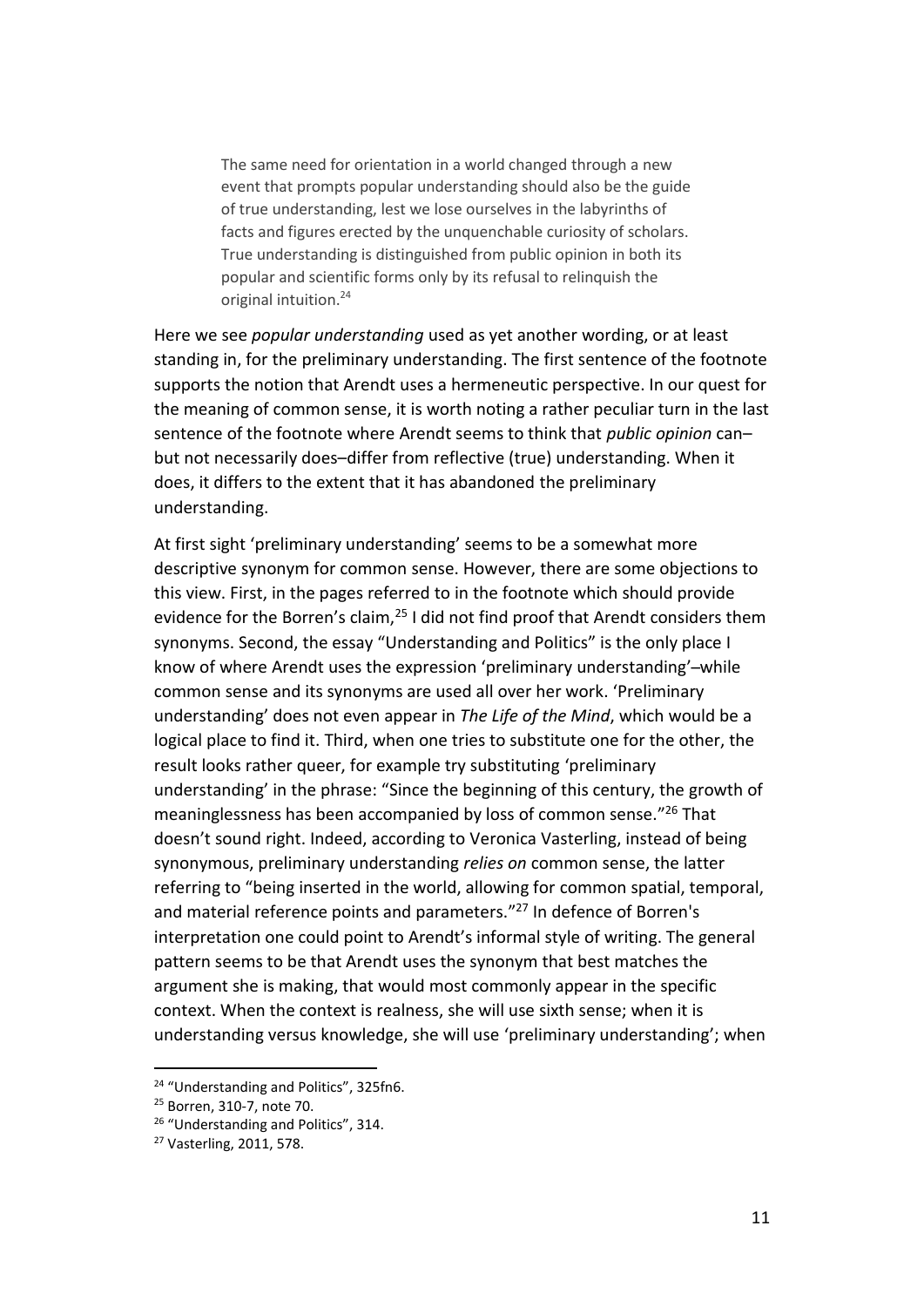> The same need for orientation in a world changed through a new event that prompts popular understanding should also be the guide of true understanding, lest we lose ourselves in the labyrinths of facts and figures erected by the unquenchable curiosity of scholars. True understanding is distinguished from public opinion in both its popular and scientific forms only by its refusal to relinquish the original intuition.[24]

Here we see *popular understanding* used as yet another wording, or at least standing in, for the preliminary understanding. The first sentence of the footnote supports the notion that Arendt uses a hermeneutic perspective. In our quest for the meaning of common sense, it is worth noting a rather peculiar turn in the last sentence of the footnote where Arendt seems to think that *public opinion* can–but not necessarily does–differ from reflective (true) understanding. When it does, it differs to the extent that it has abandoned the preliminary understanding.

At first sight 'preliminary understanding' seems to be a somewhat more descriptive synonym for common sense. However, there are some objections to this view. First, in the pages referred to in the footnote which should provide evidence for the Borren's claim,[25] I did not find proof that Arendt considers them synonyms. Second, the essay "Understanding and Politics" is the only place I know of where Arendt uses the expression 'preliminary understanding'–while common sense and its synonyms are used all over her work. 'Preliminary understanding' does not even appear in *The Life of the Mind*, which would be a logical place to find it. Third, when one tries to substitute one for the other, the result looks rather queer, for example try substituting 'preliminary understanding' in the phrase: "Since the beginning of this century, the growth of meaninglessness has been accompanied by loss of common sense."[26] That doesn't sound right. Indeed, according to Veronica Vasterling, instead of being synonymous, preliminary understanding *relies on* common sense, the latter referring to "being inserted in the world, allowing for common spatial, temporal, and material reference points and parameters."[27] In defence of Borren's interpretation one could point to Arendt's informal style of writing. The general pattern seems to be that Arendt uses the synonym that best matches the argument she is making, that would most commonly appear in the specific context. When the context is realness, she will use sixth sense; when it is understanding versus knowledge, she will use 'preliminary understanding'; when

---

[24] "Understanding and Politics", 325fn6.

[25] Borren, 310-7, note 70.

[26] "Understanding and Politics", 314.

[27] Vasterling, 2011, 578.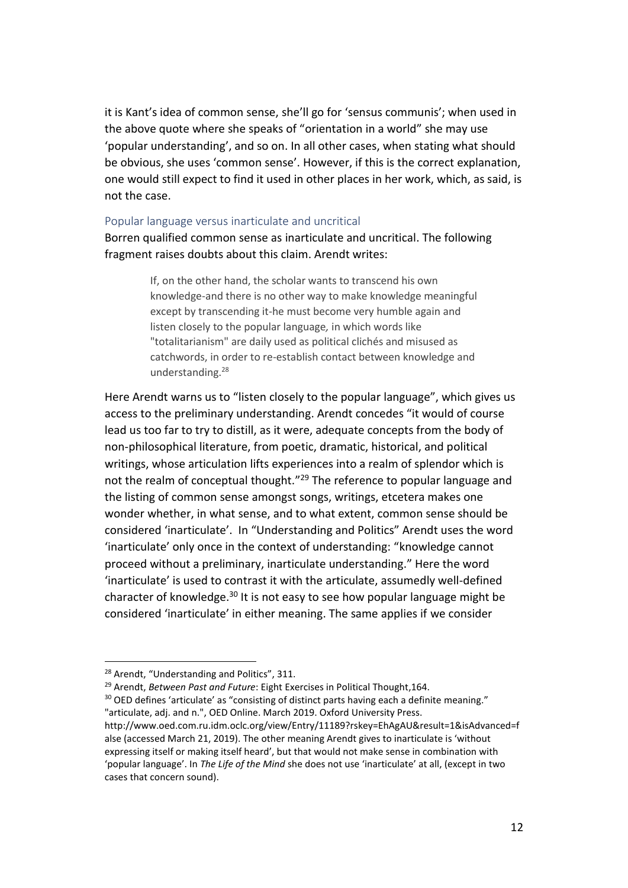it is Kant's idea of common sense, she'll go for 'sensus communis'; when used in the above quote where she speaks of "orientation in a world" she may use 'popular understanding', and so on. In all other cases, when stating what should be obvious, she uses 'common sense'. However, if this is the correct explanation, one would still expect to find it used in other places in her work, which, as said, is not the case.

### Popular language versus inarticulate and uncritical

Borren qualified common sense as inarticulate and uncritical. The following fragment raises doubts about this claim. Arendt writes:

> If, on the other hand, the scholar wants to transcend his own knowledge-and there is no other way to make knowledge meaningful except by transcending it-he must become very humble again and listen closely to the popular language, in which words like "totalitarianism" are daily used as political clichés and misused as catchwords, in order to re-establish contact between knowledge and understanding.[28]

Here Arendt warns us to "listen closely to the popular language", which gives us access to the preliminary understanding. Arendt concedes "it would of course lead us too far to try to distill, as it were, adequate concepts from the body of non-philosophical literature, from poetic, dramatic, historical, and political writings, whose articulation lifts experiences into a realm of splendor which is not the realm of conceptual thought."[29] The reference to popular language and the listing of common sense amongst songs, writings, etcetera makes one wonder whether, in what sense, and to what extent, common sense should be considered 'inarticulate'. In "Understanding and Politics" Arendt uses the word 'inarticulate' only once in the context of understanding: "knowledge cannot proceed without a preliminary, inarticulate understanding." Here the word 'inarticulate' is used to contrast it with the articulate, assumedly well-defined character of knowledge.[30] It is not easy to see how popular language might be considered 'inarticulate' in either meaning. The same applies if we consider

---

[28] Arendt, "Understanding and Politics", 311.

[29] Arendt, *Between Past and Future*: Eight Exercises in Political Thought,164.

[30] OED defines 'articulate' as "consisting of distinct parts having each a definite meaning." "articulate, adj. and n.", OED Online. March 2019. Oxford University Press. http://www.oed.com.ru.idm.oclc.org/view/Entry/11189?rskey=EhAgAU&result=1&isAdvanced=false (accessed March 21, 2019). The other meaning Arendt gives to inarticulate is 'without expressing itself or making itself heard', but that would not make sense in combination with 'popular language'. In *The Life of the Mind* she does not use 'inarticulate' at all, (except in two cases that concern sound).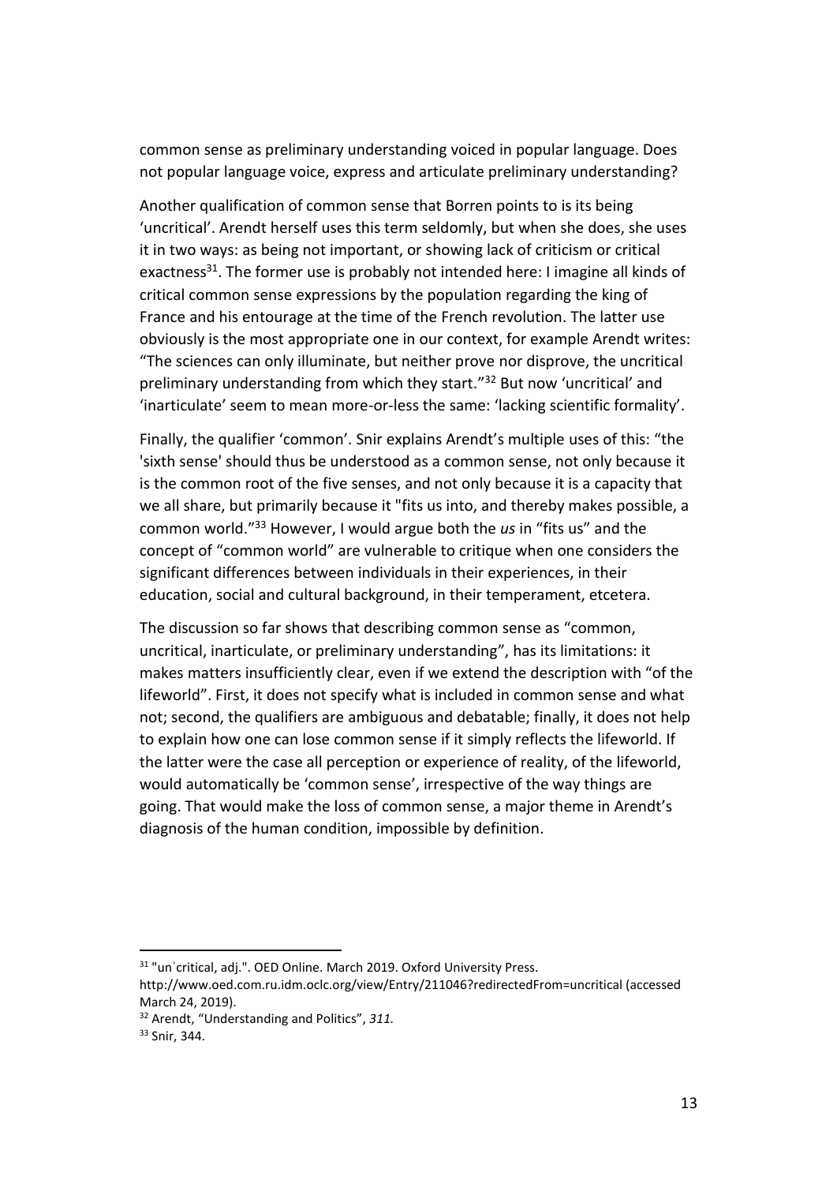common sense as preliminary understanding voiced in popular language. Does not popular language voice, express and articulate preliminary understanding?

Another qualification of common sense that Borren points to is its being 'uncritical'. Arendt herself uses this term seldomly, but when she does, she uses it in two ways: as being not important, or showing lack of criticism or critical exactness[31]. The former use is probably not intended here: I imagine all kinds of critical common sense expressions by the population regarding the king of France and his entourage at the time of the French revolution. The latter use obviously is the most appropriate one in our context, for example Arendt writes: "The sciences can only illuminate, but neither prove nor disprove, the uncritical preliminary understanding from which they start."[32] But now 'uncritical' and 'inarticulate' seem to mean more-or-less the same: 'lacking scientific formality'.

Finally, the qualifier 'common'. Snir explains Arendt's multiple uses of this: "the 'sixth sense' should thus be understood as a common sense, not only because it is the common root of the five senses, and not only because it is a capacity that we all share, but primarily because it "fits us into, and thereby makes possible, a common world."[33] However, I would argue both the *us* in "fits us" and the concept of "common world" are vulnerable to critique when one considers the significant differences between individuals in their experiences, in their education, social and cultural background, in their temperament, etcetera.

The discussion so far shows that describing common sense as "common, uncritical, inarticulate, or preliminary understanding", has its limitations: it makes matters insufficiently clear, even if we extend the description with "of the lifeworld". First, it does not specify what is included in common sense and what not; second, the qualifiers are ambiguous and debatable; finally, it does not help to explain how one can lose common sense if it simply reflects the lifeworld. If the latter were the case all perception or experience of reality, of the lifeworld, would automatically be 'common sense', irrespective of the way things are going. That would make the loss of common sense, a major theme in Arendt's diagnosis of the human condition, impossible by definition.

---

[31] "unˈcritical, adj.". OED Online. March 2019. Oxford University Press. http://www.oed.com.ru.idm.oclc.org/view/Entry/211046?redirectedFrom=uncritical (accessed March 24, 2019).

[32] Arendt, "Understanding and Politics", *311.*

[33] Snir, 344.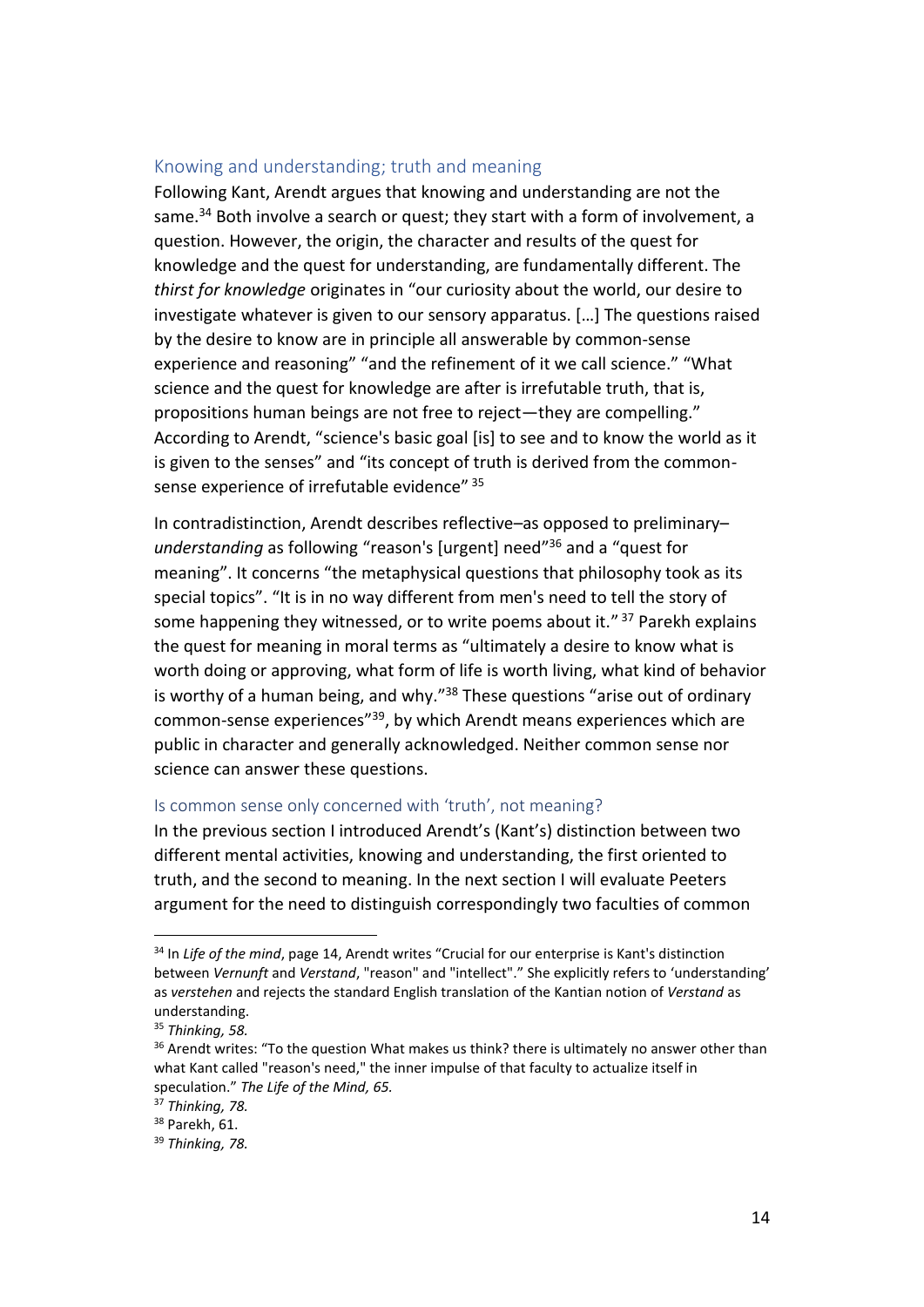## Knowing and understanding; truth and meaning

Following Kant, Arendt argues that knowing and understanding are not the same.[34] Both involve a search or quest; they start with a form of involvement, a question. However, the origin, the character and results of the quest for knowledge and the quest for understanding, are fundamentally different. The *thirst for knowledge* originates in "our curiosity about the world, our desire to investigate whatever is given to our sensory apparatus. […] The questions raised by the desire to know are in principle all answerable by common-sense experience and reasoning" "and the refinement of it we call science." "What science and the quest for knowledge are after is irrefutable truth, that is, propositions human beings are not free to reject—they are compelling." According to Arendt, "science's basic goal [is] to see and to know the world as it is given to the senses" and "its concept of truth is derived from the common-sense experience of irrefutable evidence" [35]

In contradistinction, Arendt describes reflective–as opposed to preliminary–*understanding* as following "reason's [urgent] need"[36] and a "quest for meaning". It concerns "the metaphysical questions that philosophy took as its special topics". "It is in no way different from men's need to tell the story of some happening they witnessed, or to write poems about it." [37] Parekh explains the quest for meaning in moral terms as "ultimately a desire to know what is worth doing or approving, what form of life is worth living, what kind of behavior is worthy of a human being, and why."[38] These questions "arise out of ordinary common-sense experiences"[39], by which Arendt means experiences which are public in character and generally acknowledged. Neither common sense nor science can answer these questions.

### Is common sense only concerned with 'truth', not meaning?

In the previous section I introduced Arendt's (Kant's) distinction between two different mental activities, knowing and understanding, the first oriented to truth, and the second to meaning. In the next section I will evaluate Peeters argument for the need to distinguish correspondingly two faculties of common

---

[34] In *Life of the mind*, page 14, Arendt writes "Crucial for our enterprise is Kant's distinction between *Vernunft* and *Verstand*, "reason" and "intellect"." She explicitly refers to 'understanding' as *verstehen* and rejects the standard English translation of the Kantian notion of *Verstand* as understanding.

[35] *Thinking, 58.*

[36] Arendt writes: "To the question What makes us think? there is ultimately no answer other than what Kant called "reason's need," the inner impulse of that faculty to actualize itself in speculation." *The Life of the Mind, 65.*

[37] *Thinking, 78.*

[38] Parekh, 61.

[39] *Thinking, 78.*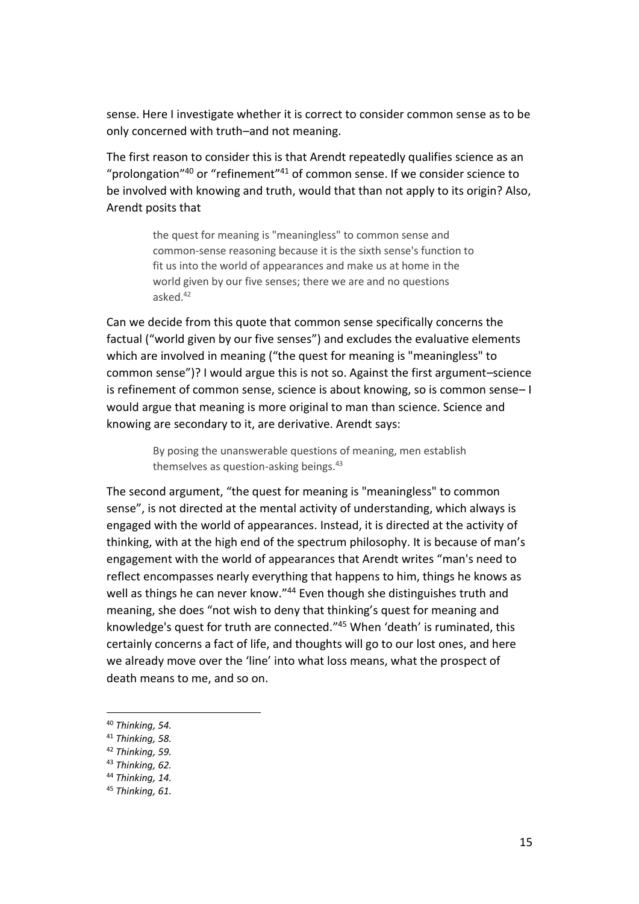sense. Here I investigate whether it is correct to consider common sense as to be only concerned with truth–and not meaning.

The first reason to consider this is that Arendt repeatedly qualifies science as an "prolongation"[40] or "refinement"[41] of common sense. If we consider science to be involved with knowing and truth, would that than not apply to its origin? Also, Arendt posits that

> the quest for meaning is "meaningless" to common sense and common-sense reasoning because it is the sixth sense's function to fit us into the world of appearances and make us at home in the world given by our five senses; there we are and no questions asked.[42]

Can we decide from this quote that common sense specifically concerns the factual ("world given by our five senses") and excludes the evaluative elements which are involved in meaning ("the quest for meaning is "meaningless" to common sense")? I would argue this is not so. Against the first argument–science is refinement of common sense, science is about knowing, so is common sense– I would argue that meaning is more original to man than science. Science and knowing are secondary to it, are derivative. Arendt says:

> By posing the unanswerable questions of meaning, men establish themselves as question-asking beings.[43]

The second argument, "the quest for meaning is "meaningless" to common sense", is not directed at the mental activity of understanding, which always is engaged with the world of appearances. Instead, it is directed at the activity of thinking, with at the high end of the spectrum philosophy. It is because of man's engagement with the world of appearances that Arendt writes "man's need to reflect encompasses nearly everything that happens to him, things he knows as well as things he can never know."[44] Even though she distinguishes truth and meaning, she does "not wish to deny that thinking's quest for meaning and knowledge's quest for truth are connected."[45] When 'death' is ruminated, this certainly concerns a fact of life, and thoughts will go to our lost ones, and here we already move over the 'line' into what loss means, what the prospect of death means to me, and so on.

---

[40] *Thinking, 54.*

[41] *Thinking, 58.*

[42] *Thinking, 59.*

[43] *Thinking, 62.*

[44] *Thinking, 14.*

[45] *Thinking, 61.*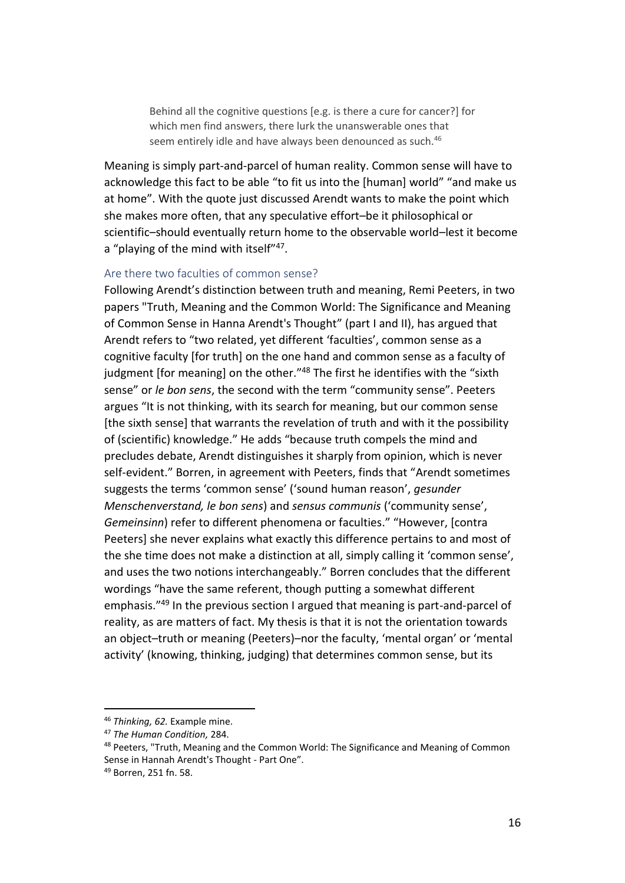> Behind all the cognitive questions [e.g. is there a cure for cancer?] for which men find answers, there lurk the unanswerable ones that seem entirely idle and have always been denounced as such.[46]

Meaning is simply part-and-parcel of human reality. Common sense will have to acknowledge this fact to be able "to fit us into the [human] world" "and make us at home". With the quote just discussed Arendt wants to make the point which she makes more often, that any speculative effort–be it philosophical or scientific–should eventually return home to the observable world–lest it become a "playing of the mind with itself"[47].

### Are there two faculties of common sense?

Following Arendt's distinction between truth and meaning, Remi Peeters, in two papers "Truth, Meaning and the Common World: The Significance and Meaning of Common Sense in Hanna Arendt's Thought" (part I and II), has argued that Arendt refers to "two related, yet different 'faculties', common sense as a cognitive faculty [for truth] on the one hand and common sense as a faculty of judgment [for meaning] on the other."[48] The first he identifies with the "sixth sense" or *le bon sens*, the second with the term "community sense". Peeters argues "It is not thinking, with its search for meaning, but our common sense [the sixth sense] that warrants the revelation of truth and with it the possibility of (scientific) knowledge." He adds "because truth compels the mind and precludes debate, Arendt distinguishes it sharply from opinion, which is never self-evident." Borren, in agreement with Peeters, finds that "Arendt sometimes suggests the terms 'common sense' ('sound human reason', *gesunder Menschenverstand, le bon sens*) and *sensus communis* ('community sense', *Gemeinsinn*) refer to different phenomena or faculties." "However, [contra Peeters] she never explains what exactly this difference pertains to and most of the she time does not make a distinction at all, simply calling it 'common sense', and uses the two notions interchangeably." Borren concludes that the different wordings "have the same referent, though putting a somewhat different emphasis."[49] In the previous section I argued that meaning is part-and-parcel of reality, as are matters of fact. My thesis is that it is not the orientation towards an object–truth or meaning (Peeters)–nor the faculty, 'mental organ' or 'mental activity' (knowing, thinking, judging) that determines common sense, but its

---

[46] *Thinking, 62.* Example mine.

[47] *The Human Condition,* 284.

[48] Peeters, "Truth, Meaning and the Common World: The Significance and Meaning of Common Sense in Hannah Arendt's Thought - Part One".

[49] Borren, 251 fn. 58.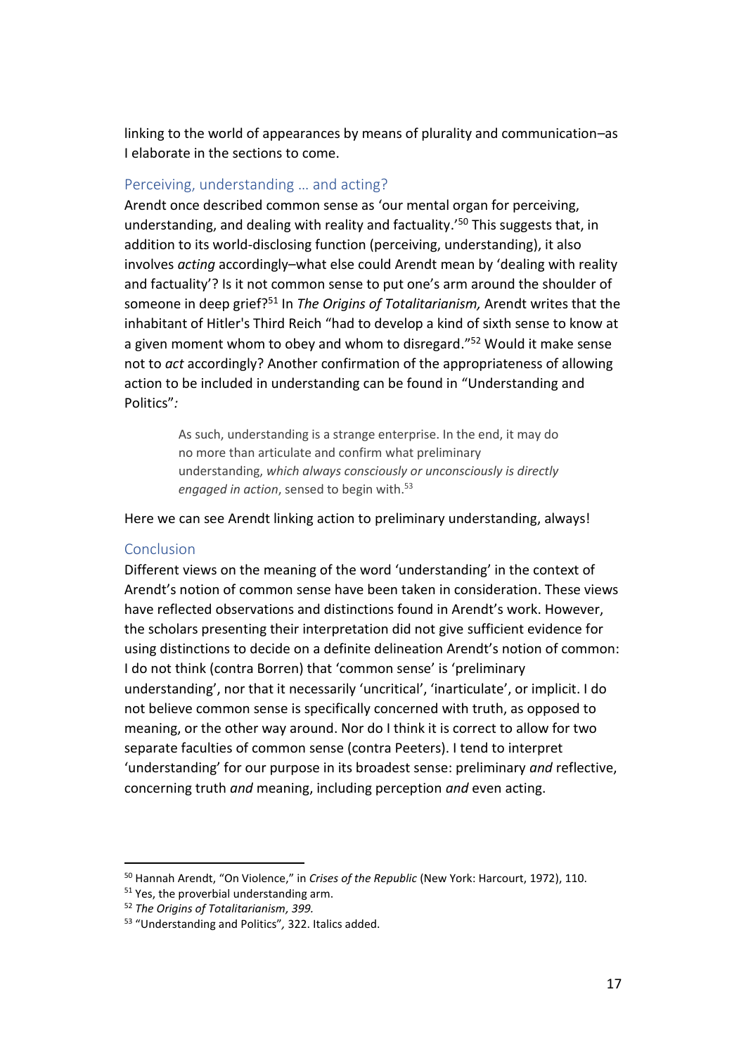linking to the world of appearances by means of plurality and communication–as I elaborate in the sections to come.

## Perceiving, understanding … and acting?

Arendt once described common sense as 'our mental organ for perceiving, understanding, and dealing with reality and factuality.'[50] This suggests that, in addition to its world-disclosing function (perceiving, understanding), it also involves *acting* accordingly–what else could Arendt mean by 'dealing with reality and factuality'? Is it not common sense to put one's arm around the shoulder of someone in deep grief?[51] In *The Origins of Totalitarianism,* Arendt writes that the inhabitant of Hitler's Third Reich "had to develop a kind of sixth sense to know at a given moment whom to obey and whom to disregard."[52] Would it make sense not to *act* accordingly? Another confirmation of the appropriateness of allowing action to be included in understanding can be found in "Understanding and Politics"*:*

> As such, understanding is a strange enterprise. In the end, it may do no more than articulate and confirm what preliminary understanding, *which always consciously or unconsciously is directly engaged in action*, sensed to begin with.[53]

Here we can see Arendt linking action to preliminary understanding, always!

## Conclusion

Different views on the meaning of the word 'understanding' in the context of Arendt's notion of common sense have been taken in consideration. These views have reflected observations and distinctions found in Arendt's work. However, the scholars presenting their interpretation did not give sufficient evidence for using distinctions to decide on a definite delineation Arendt's notion of common: I do not think (contra Borren) that 'common sense' is 'preliminary understanding', nor that it necessarily 'uncritical', 'inarticulate', or implicit. I do not believe common sense is specifically concerned with truth, as opposed to meaning, or the other way around. Nor do I think it is correct to allow for two separate faculties of common sense (contra Peeters). I tend to interpret 'understanding' for our purpose in its broadest sense: preliminary *and* reflective, concerning truth *and* meaning, including perception *and* even acting.

---

[50] Hannah Arendt, "On Violence," in *Crises of the Republic* (New York: Harcourt, 1972), 110.

[51] Yes, the proverbial understanding arm.

[52] *The Origins of Totalitarianism, 399.*

[53] "Understanding and Politics"*,* 322. Italics added.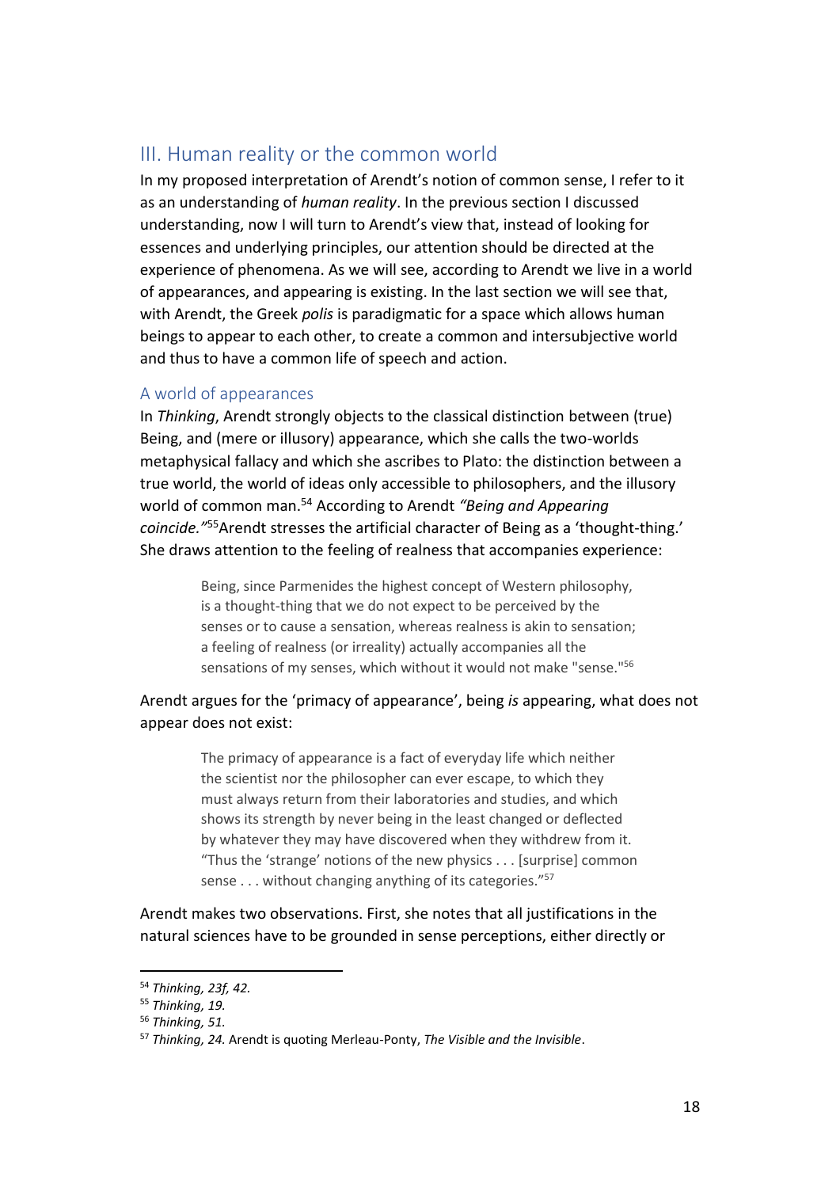## III. Human reality or the common world

In my proposed interpretation of Arendt's notion of common sense, I refer to it as an understanding of *human reality*. In the previous section I discussed understanding, now I will turn to Arendt's view that, instead of looking for essences and underlying principles, our attention should be directed at the experience of phenomena. As we will see, according to Arendt we live in a world of appearances, and appearing is existing. In the last section we will see that, with Arendt, the Greek *polis* is paradigmatic for a space which allows human beings to appear to each other, to create a common and intersubjective world and thus to have a common life of speech and action.

### A world of appearances

In *Thinking*, Arendt strongly objects to the classical distinction between (true) Being, and (mere or illusory) appearance, which she calls the two-worlds metaphysical fallacy and which she ascribes to Plato: the distinction between a true world, the world of ideas only accessible to philosophers, and the illusory world of common man.[54] According to Arendt *"Being and Appearing coincide."*[55] Arendt stresses the artificial character of Being as a 'thought-thing.' She draws attention to the feeling of realness that accompanies experience:

> Being, since Parmenides the highest concept of Western philosophy, is a thought-thing that we do not expect to be perceived by the senses or to cause a sensation, whereas realness is akin to sensation; a feeling of realness (or irreality) actually accompanies all the sensations of my senses, which without it would not make "sense."[56]

Arendt argues for the 'primacy of appearance', being *is* appearing, what does not appear does not exist:

> The primacy of appearance is a fact of everyday life which neither the scientist nor the philosopher can ever escape, to which they must always return from their laboratories and studies, and which shows its strength by never being in the least changed or deflected by whatever they may have discovered when they withdrew from it. "Thus the 'strange' notions of the new physics . . . [surprise] common sense . . . without changing anything of its categories."[57]

Arendt makes two observations. First, she notes that all justifications in the natural sciences have to be grounded in sense perceptions, either directly or

---

[54] *Thinking, 23f, 42.*

[55] *Thinking, 19.*

[56] *Thinking, 51.*

[57] *Thinking, 24.* Arendt is quoting Merleau-Ponty, *The Visible and the Invisible*.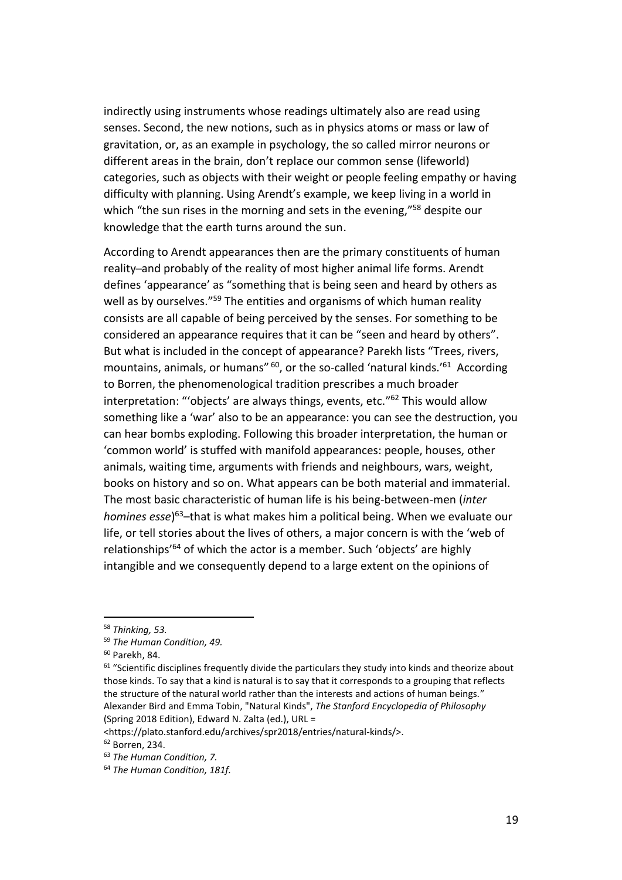indirectly using instruments whose readings ultimately also are read using senses. Second, the new notions, such as in physics atoms or mass or law of gravitation, or, as an example in psychology, the so called mirror neurons or different areas in the brain, don't replace our common sense (lifeworld) categories, such as objects with their weight or people feeling empathy or having difficulty with planning. Using Arendt's example, we keep living in a world in which "the sun rises in the morning and sets in the evening,"[58] despite our knowledge that the earth turns around the sun.

According to Arendt appearances then are the primary constituents of human reality–and probably of the reality of most higher animal life forms. Arendt defines 'appearance' as "something that is being seen and heard by others as well as by ourselves."[59] The entities and organisms of which human reality consists are all capable of being perceived by the senses. For something to be considered an appearance requires that it can be "seen and heard by others". But what is included in the concept of appearance? Parekh lists "Trees, rivers, mountains, animals, or humans"[60], or the so-called 'natural kinds.'[61] According to Borren, the phenomenological tradition prescribes a much broader interpretation: "'objects' are always things, events, etc."[62] This would allow something like a 'war' also to be an appearance: you can see the destruction, you can hear bombs exploding. Following this broader interpretation, the human or 'common world' is stuffed with manifold appearances: people, houses, other animals, waiting time, arguments with friends and neighbours, wars, weight, books on history and so on. What appears can be both material and immaterial. The most basic characteristic of human life is his being-between-men (*inter homines esse*)[63]–that is what makes him a political being. When we evaluate our life, or tell stories about the lives of others, a major concern is with the 'web of relationships'[64] of which the actor is a member. Such 'objects' are highly intangible and we consequently depend to a large extent on the opinions of

---

[58] *Thinking, 53.*

[59] *The Human Condition, 49.*

[60] Parekh, 84.

[61] "Scientific disciplines frequently divide the particulars they study into kinds and theorize about those kinds. To say that a kind is natural is to say that it corresponds to a grouping that reflects the structure of the natural world rather than the interests and actions of human beings." Alexander Bird and Emma Tobin, "Natural Kinds", *The Stanford Encyclopedia of Philosophy* (Spring 2018 Edition), Edward N. Zalta (ed.), URL = <https://plato.stanford.edu/archives/spr2018/entries/natural-kinds/>.

[62] Borren, 234.

[63] *The Human Condition, 7.*

[64] *The Human Condition, 181f.*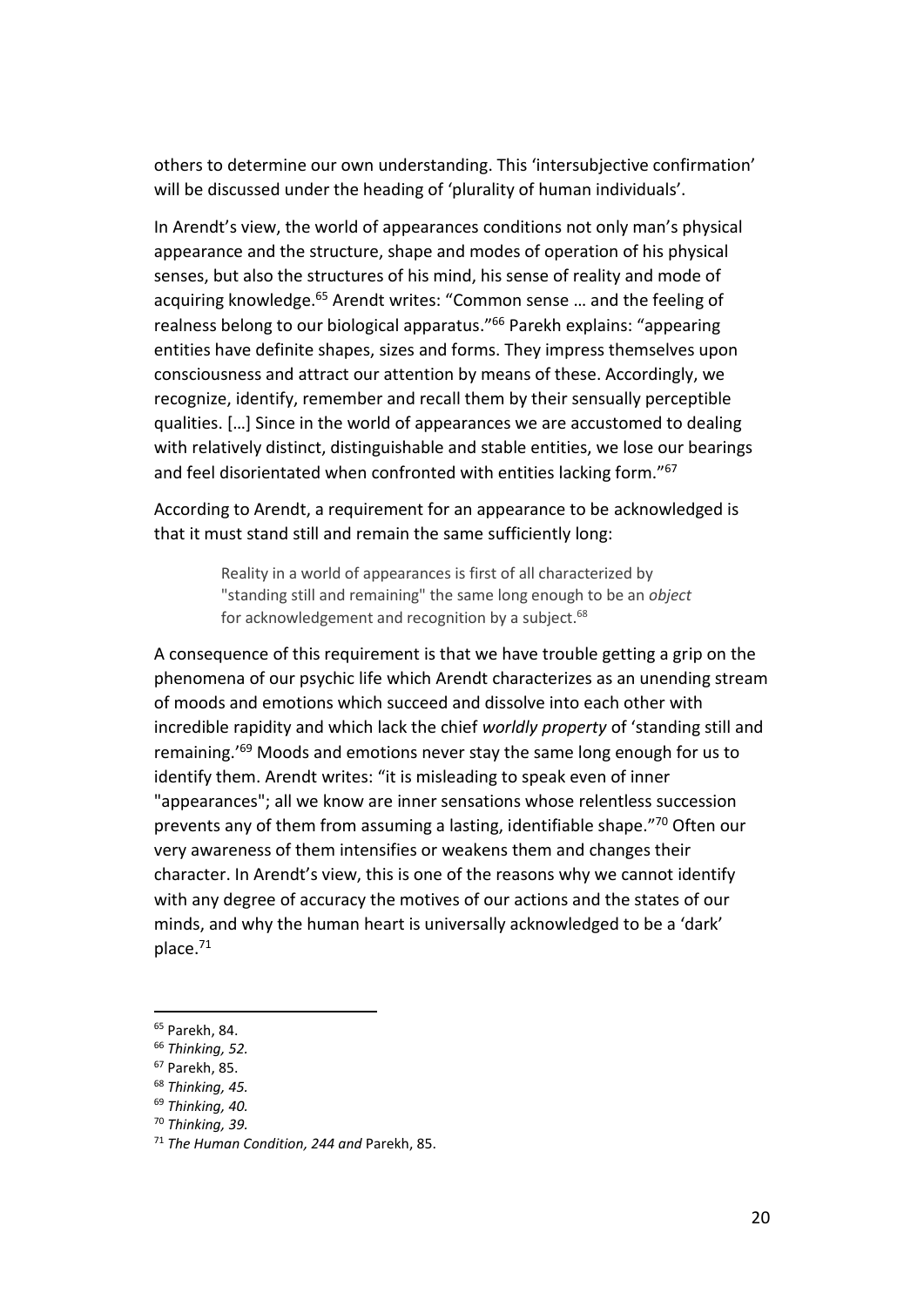others to determine our own understanding. This 'intersubjective confirmation' will be discussed under the heading of 'plurality of human individuals'.

In Arendt's view, the world of appearances conditions not only man's physical appearance and the structure, shape and modes of operation of his physical senses, but also the structures of his mind, his sense of reality and mode of acquiring knowledge.[65] Arendt writes: "Common sense … and the feeling of realness belong to our biological apparatus."[66] Parekh explains: "appearing entities have definite shapes, sizes and forms. They impress themselves upon consciousness and attract our attention by means of these. Accordingly, we recognize, identify, remember and recall them by their sensually perceptible qualities. […] Since in the world of appearances we are accustomed to dealing with relatively distinct, distinguishable and stable entities, we lose our bearings and feel disorientated when confronted with entities lacking form."[67]

According to Arendt, a requirement for an appearance to be acknowledged is that it must stand still and remain the same sufficiently long:

> Reality in a world of appearances is first of all characterized by "standing still and remaining" the same long enough to be an *object* for acknowledgement and recognition by a subject.[68]

A consequence of this requirement is that we have trouble getting a grip on the phenomena of our psychic life which Arendt characterizes as an unending stream of moods and emotions which succeed and dissolve into each other with incredible rapidity and which lack the chief *worldly property* of 'standing still and remaining.'[69] Moods and emotions never stay the same long enough for us to identify them. Arendt writes: "it is misleading to speak even of inner "appearances"; all we know are inner sensations whose relentless succession prevents any of them from assuming a lasting, identifiable shape."[70] Often our very awareness of them intensifies or weakens them and changes their character. In Arendt's view, this is one of the reasons why we cannot identify with any degree of accuracy the motives of our actions and the states of our minds, and why the human heart is universally acknowledged to be a 'dark' place.[71]

---

[65] Parekh, 84.

[66] *Thinking, 52.*

[67] Parekh, 85.

[68] *Thinking, 45.*

[69] *Thinking, 40.*

[70] *Thinking, 39.*

[71] *The Human Condition, 244 and* Parekh, 85.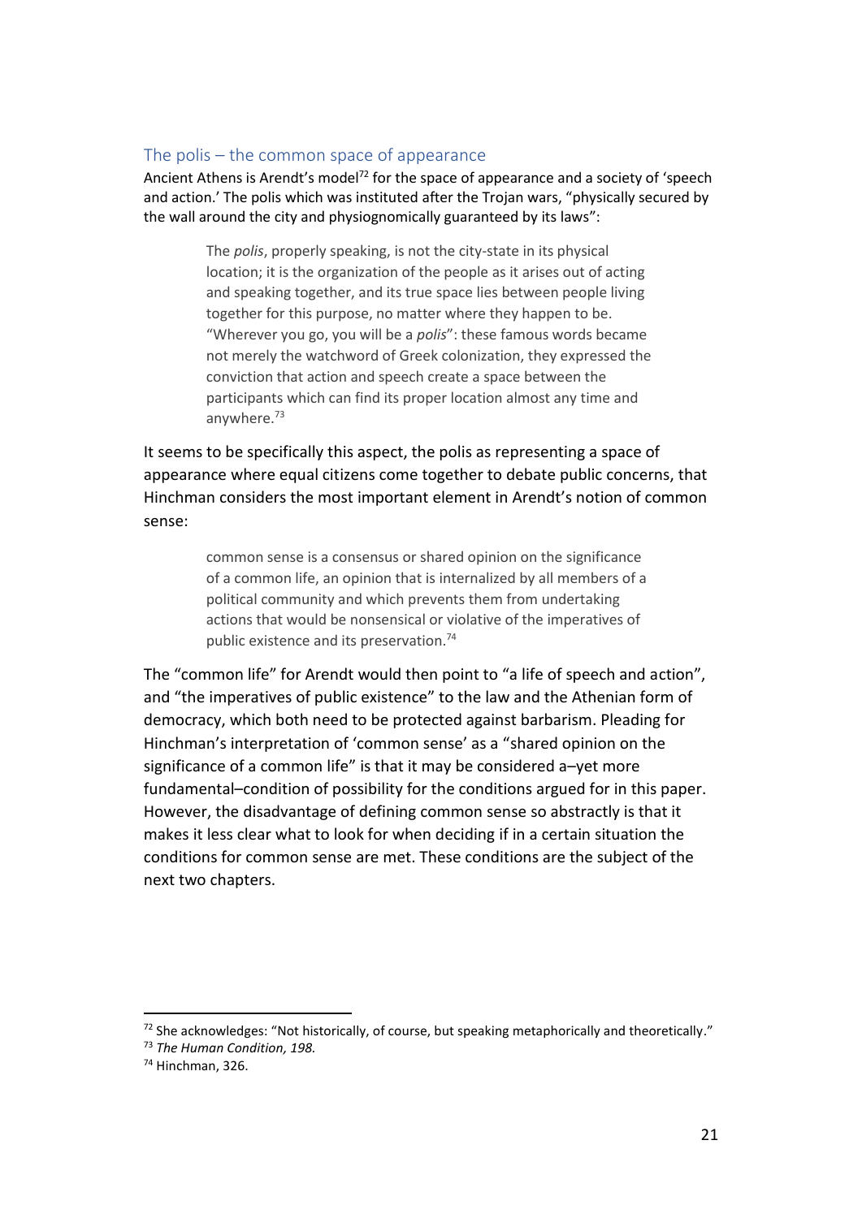## The polis – the common space of appearance

Ancient Athens is Arendt's model[72] for the space of appearance and a society of 'speech and action.' The polis which was instituted after the Trojan wars, "physically secured by the wall around the city and physiognomically guaranteed by its laws":

> The *polis*, properly speaking, is not the city-state in its physical location; it is the organization of the people as it arises out of acting and speaking together, and its true space lies between people living together for this purpose, no matter where they happen to be. "Wherever you go, you will be a *polis*": these famous words became not merely the watchword of Greek colonization, they expressed the conviction that action and speech create a space between the participants which can find its proper location almost any time and anywhere.[73]

It seems to be specifically this aspect, the polis as representing a space of appearance where equal citizens come together to debate public concerns, that Hinchman considers the most important element in Arendt's notion of common sense:

> common sense is a consensus or shared opinion on the significance of a common life, an opinion that is internalized by all members of a political community and which prevents them from undertaking actions that would be nonsensical or violative of the imperatives of public existence and its preservation.[74]

The "common life" for Arendt would then point to "a life of speech and action", and "the imperatives of public existence" to the law and the Athenian form of democracy, which both need to be protected against barbarism. Pleading for Hinchman's interpretation of 'common sense' as a "shared opinion on the significance of a common life" is that it may be considered a–yet more fundamental–condition of possibility for the conditions argued for in this paper. However, the disadvantage of defining common sense so abstractly is that it makes it less clear what to look for when deciding if in a certain situation the conditions for common sense are met. These conditions are the subject of the next two chapters.

---

[72] She acknowledges: "Not historically, of course, but speaking metaphorically and theoretically."

[73] *The Human Condition, 198.*

[74] Hinchman, 326.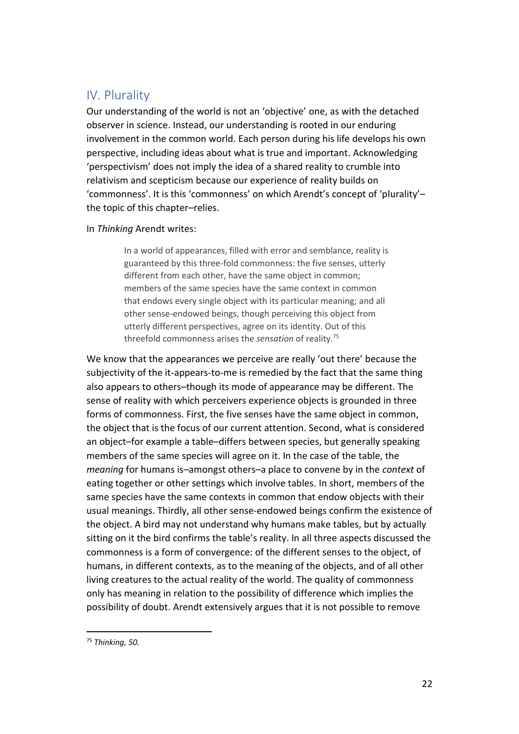## IV. Plurality

Our understanding of the world is not an 'objective' one, as with the detached observer in science. Instead, our understanding is rooted in our enduring involvement in the common world. Each person during his life develops his own perspective, including ideas about what is true and important. Acknowledging 'perspectivism' does not imply the idea of a shared reality to crumble into relativism and scepticism because our experience of reality builds on 'commonness'. It is this 'commonness' on which Arendt's concept of 'plurality'–the topic of this chapter–relies.

In *Thinking* Arendt writes:

> In a world of appearances, filled with error and semblance, reality is guaranteed by this three-fold commonness: the five senses, utterly different from each other, have the same object in common; members of the same species have the same context in common that endows every single object with its particular meaning; and all other sense-endowed beings, though perceiving this object from utterly different perspectives, agree on its identity. Out of this threefold commonness arises the *sensation* of reality.[75]

We know that the appearances we perceive are really 'out there' because the subjectivity of the it-appears-to-me is remedied by the fact that the same thing also appears to others–though its mode of appearance may be different. The sense of reality with which perceivers experience objects is grounded in three forms of commonness. First, the five senses have the same object in common, the object that is the focus of our current attention. Second, what is considered an object–for example a table–differs between species, but generally speaking members of the same species will agree on it. In the case of the table, the *meaning* for humans is–amongst others–a place to convene by in the *context* of eating together or other settings which involve tables. In short, members of the same species have the same contexts in common that endow objects with their usual meanings. Thirdly, all other sense-endowed beings confirm the existence of the object. A bird may not understand why humans make tables, but by actually sitting on it the bird confirms the table's reality. In all three aspects discussed the commonness is a form of convergence: of the different senses to the object, of humans, in different contexts, as to the meaning of the objects, and of all other living creatures to the actual reality of the world. The quality of commonness only has meaning in relation to the possibility of difference which implies the possibility of doubt. Arendt extensively argues that it is not possible to remove

---

[75] *Thinking, 50.*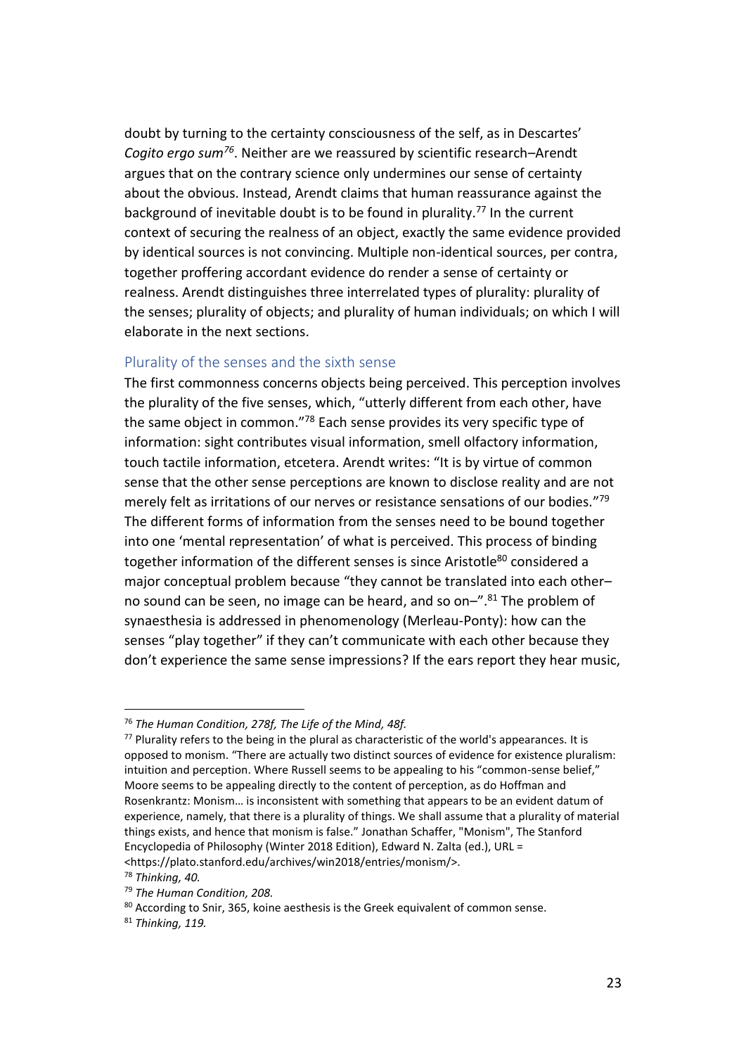doubt by turning to the certainty consciousness of the self, as in Descartes' *Cogito ergo sum*[76]. Neither are we reassured by scientific research–Arendt argues that on the contrary science only undermines our sense of certainty about the obvious. Instead, Arendt claims that human reassurance against the background of inevitable doubt is to be found in plurality.[77] In the current context of securing the realness of an object, exactly the same evidence provided by identical sources is not convincing. Multiple non-identical sources, per contra, together proffering accordant evidence do render a sense of certainty or realness. Arendt distinguishes three interrelated types of plurality: plurality of the senses; plurality of objects; and plurality of human individuals; on which I will elaborate in the next sections.

## Plurality of the senses and the sixth sense

The first commonness concerns objects being perceived. This perception involves the plurality of the five senses, which, "utterly different from each other, have the same object in common."[78] Each sense provides its very specific type of information: sight contributes visual information, smell olfactory information, touch tactile information, etcetera. Arendt writes: "It is by virtue of common sense that the other sense perceptions are known to disclose reality and are not merely felt as irritations of our nerves or resistance sensations of our bodies."[79] The different forms of information from the senses need to be bound together into one 'mental representation' of what is perceived. This process of binding together information of the different senses is since Aristotle[80] considered a major conceptual problem because "they cannot be translated into each other–no sound can be seen, no image can be heard, and so on–".[81] The problem of synaesthesia is addressed in phenomenology (Merleau-Ponty): how can the senses "play together" if they can't communicate with each other because they don't experience the same sense impressions? If the ears report they hear music,

---

[76] *The Human Condition, 278f, The Life of the Mind, 48f.*

[77] Plurality refers to the being in the plural as characteristic of the world's appearances. It is opposed to monism. "There are actually two distinct sources of evidence for existence pluralism: intuition and perception. Where Russell seems to be appealing to his "common-sense belief," Moore seems to be appealing directly to the content of perception, as do Hoffman and Rosenkrantz: Monism… is inconsistent with something that appears to be an evident datum of experience, namely, that there is a plurality of things. We shall assume that a plurality of material things exists, and hence that monism is false." Jonathan Schaffer, "Monism", The Stanford Encyclopedia of Philosophy (Winter 2018 Edition), Edward N. Zalta (ed.), URL = <https://plato.stanford.edu/archives/win2018/entries/monism/>.

[78] *Thinking, 40.*

[79] *The Human Condition, 208.*

[80] According to Snir, 365, koine aesthesis is the Greek equivalent of common sense.

[81] *Thinking, 119.*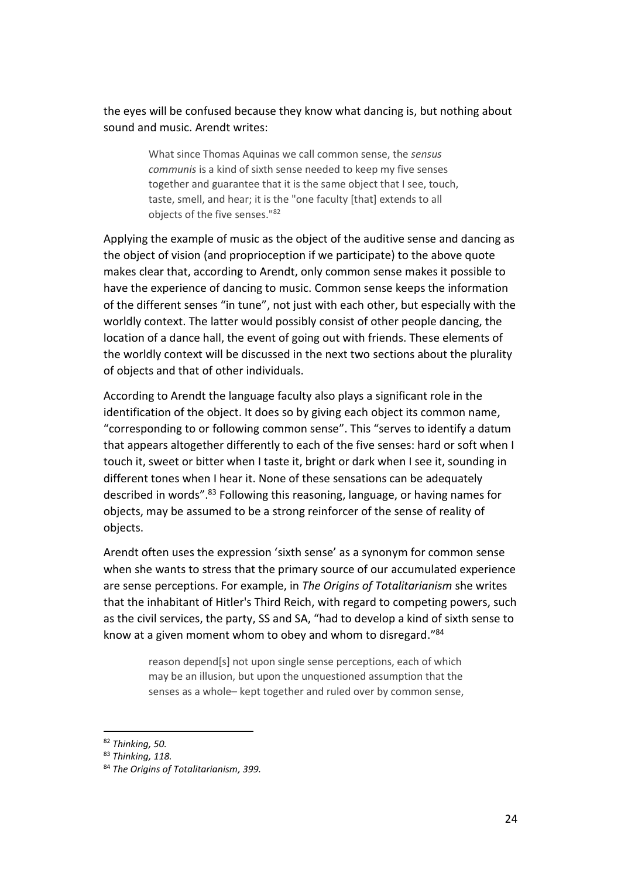the eyes will be confused because they know what dancing is, but nothing about sound and music. Arendt writes:

> What since Thomas Aquinas we call common sense, the *sensus communis* is a kind of sixth sense needed to keep my five senses together and guarantee that it is the same object that I see, touch, taste, smell, and hear; it is the "one faculty [that] extends to all objects of the five senses."[82]

Applying the example of music as the object of the auditive sense and dancing as the object of vision (and proprioception if we participate) to the above quote makes clear that, according to Arendt, only common sense makes it possible to have the experience of dancing to music. Common sense keeps the information of the different senses "in tune", not just with each other, but especially with the worldly context. The latter would possibly consist of other people dancing, the location of a dance hall, the event of going out with friends. These elements of the worldly context will be discussed in the next two sections about the plurality of objects and that of other individuals.

According to Arendt the language faculty also plays a significant role in the identification of the object. It does so by giving each object its common name, "corresponding to or following common sense". This "serves to identify a datum that appears altogether differently to each of the five senses: hard or soft when I touch it, sweet or bitter when I taste it, bright or dark when I see it, sounding in different tones when I hear it. None of these sensations can be adequately described in words".[83] Following this reasoning, language, or having names for objects, may be assumed to be a strong reinforcer of the sense of reality of objects.

Arendt often uses the expression 'sixth sense' as a synonym for common sense when she wants to stress that the primary source of our accumulated experience are sense perceptions. For example, in *The Origins of Totalitarianism* she writes that the inhabitant of Hitler's Third Reich, with regard to competing powers, such as the civil services, the party, SS and SA, "had to develop a kind of sixth sense to know at a given moment whom to obey and whom to disregard."[84]

> reason depend[s] not upon single sense perceptions, each of which may be an illusion, but upon the unquestioned assumption that the senses as a whole– kept together and ruled over by common sense,

---

[82] *Thinking, 50.*

[83] *Thinking, 118.*

[84] *The Origins of Totalitarianism, 399.*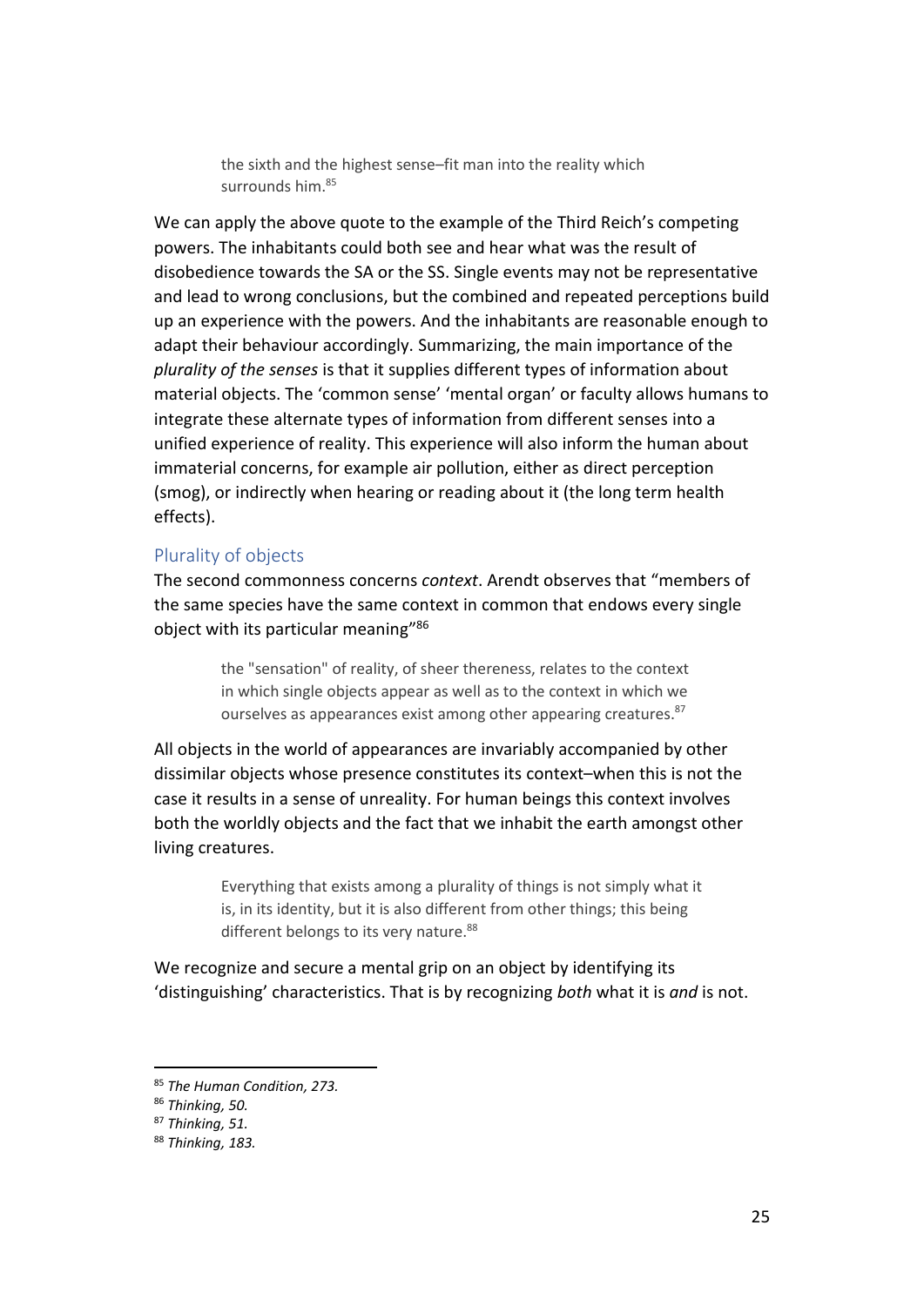> the sixth and the highest sense–fit man into the reality which surrounds him.[85]

We can apply the above quote to the example of the Third Reich's competing powers. The inhabitants could both see and hear what was the result of disobedience towards the SA or the SS. Single events may not be representative and lead to wrong conclusions, but the combined and repeated perceptions build up an experience with the powers. And the inhabitants are reasonable enough to adapt their behaviour accordingly. Summarizing, the main importance of the *plurality of the senses* is that it supplies different types of information about material objects. The 'common sense' 'mental organ' or faculty allows humans to integrate these alternate types of information from different senses into a unified experience of reality. This experience will also inform the human about immaterial concerns, for example air pollution, either as direct perception (smog), or indirectly when hearing or reading about it (the long term health effects).

### Plurality of objects

The second commonness concerns *context*. Arendt observes that "members of the same species have the same context in common that endows every single object with its particular meaning"[86]

> the "sensation" of reality, of sheer thereness, relates to the context in which single objects appear as well as to the context in which we ourselves as appearances exist among other appearing creatures.[87]

All objects in the world of appearances are invariably accompanied by other dissimilar objects whose presence constitutes its context–when this is not the case it results in a sense of unreality. For human beings this context involves both the worldly objects and the fact that we inhabit the earth amongst other living creatures.

> Everything that exists among a plurality of things is not simply what it is, in its identity, but it is also different from other things; this being different belongs to its very nature.[88]

We recognize and secure a mental grip on an object by identifying its 'distinguishing' characteristics. That is by recognizing *both* what it is *and* is not.

---

[85] *The Human Condition, 273.*

[86] *Thinking, 50.*

[87] *Thinking, 51.*

[88] *Thinking, 183.*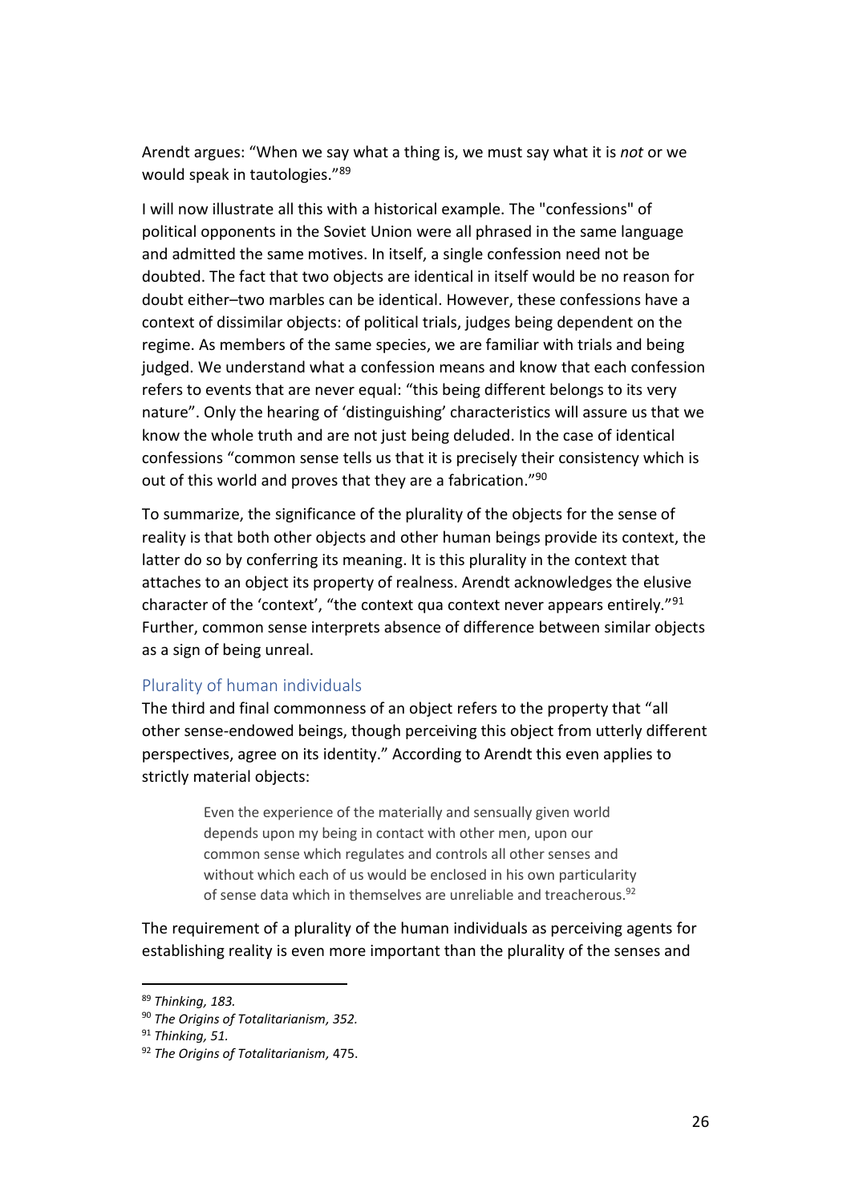Arendt argues: "When we say what a thing is, we must say what it is *not* or we would speak in tautologies."[89]

I will now illustrate all this with a historical example. The "confessions" of political opponents in the Soviet Union were all phrased in the same language and admitted the same motives. In itself, a single confession need not be doubted. The fact that two objects are identical in itself would be no reason for doubt either–two marbles can be identical. However, these confessions have a context of dissimilar objects: of political trials, judges being dependent on the regime. As members of the same species, we are familiar with trials and being judged. We understand what a confession means and know that each confession refers to events that are never equal: "this being different belongs to its very nature". Only the hearing of 'distinguishing' characteristics will assure us that we know the whole truth and are not just being deluded. In the case of identical confessions "common sense tells us that it is precisely their consistency which is out of this world and proves that they are a fabrication."[90]

To summarize, the significance of the plurality of the objects for the sense of reality is that both other objects and other human beings provide its context, the latter do so by conferring its meaning. It is this plurality in the context that attaches to an object its property of realness. Arendt acknowledges the elusive character of the 'context', "the context qua context never appears entirely."[91] Further, common sense interprets absence of difference between similar objects as a sign of being unreal.

### Plurality of human individuals

The third and final commonness of an object refers to the property that "all other sense-endowed beings, though perceiving this object from utterly different perspectives, agree on its identity." According to Arendt this even applies to strictly material objects:

> Even the experience of the materially and sensually given world depends upon my being in contact with other men, upon our common sense which regulates and controls all other senses and without which each of us would be enclosed in his own particularity of sense data which in themselves are unreliable and treacherous.[92]

The requirement of a plurality of the human individuals as perceiving agents for establishing reality is even more important than the plurality of the senses and

---

[89] *Thinking, 183.*

[90] *The Origins of Totalitarianism, 352.*

[91] *Thinking, 51.*

[92] *The Origins of Totalitarianism*, 475.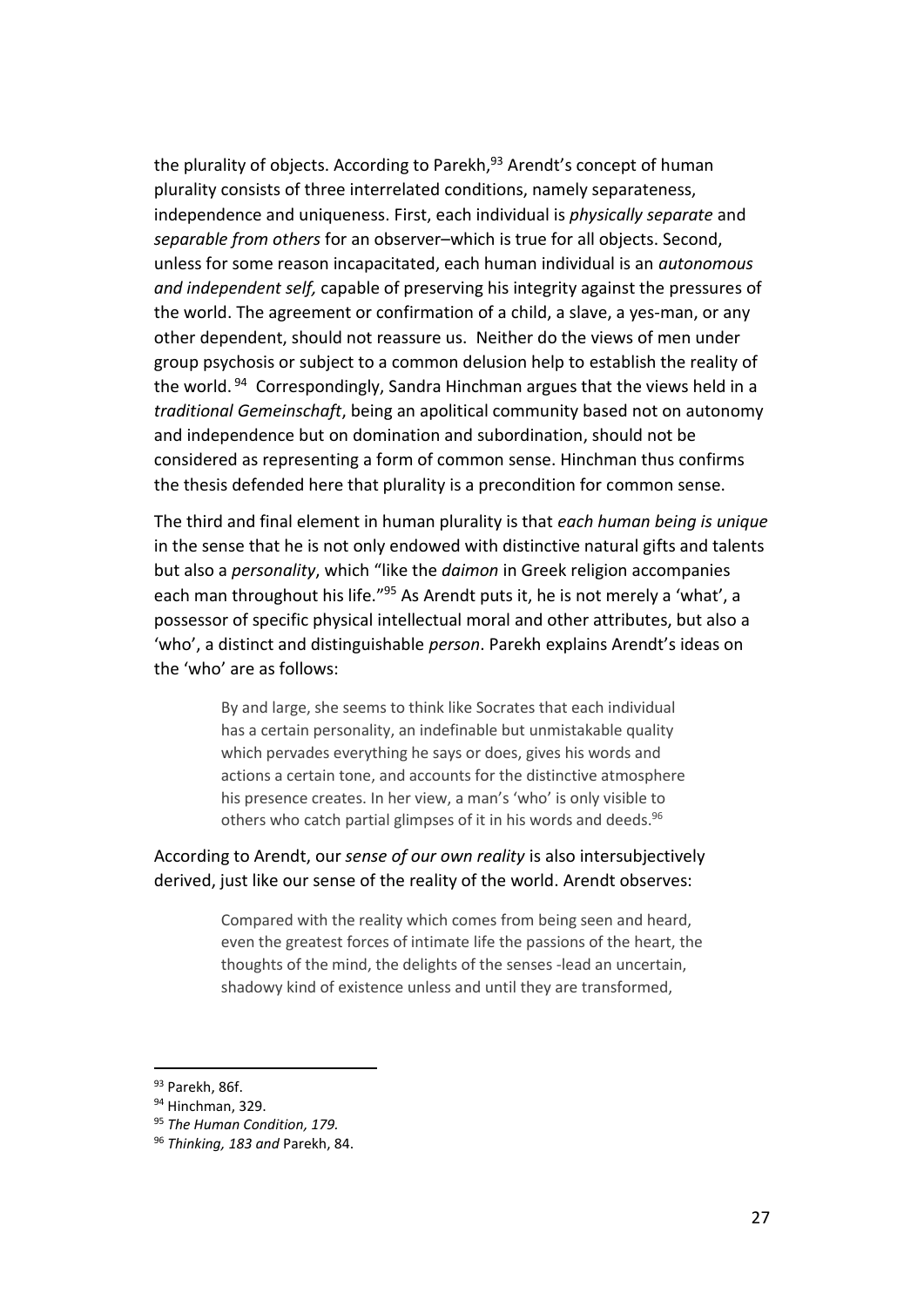the plurality of objects. According to Parekh,[93] Arendt's concept of human plurality consists of three interrelated conditions, namely separateness, independence and uniqueness. First, each individual is *physically separate* and *separable from others* for an observer–which is true for all objects. Second, unless for some reason incapacitated, each human individual is an *autonomous and independent self,* capable of preserving his integrity against the pressures of the world. The agreement or confirmation of a child, a slave, a yes-man, or any other dependent, should not reassure us. Neither do the views of men under group psychosis or subject to a common delusion help to establish the reality of the world.[94] Correspondingly, Sandra Hinchman argues that the views held in a *traditional Gemeinschaft*, being an apolitical community based not on autonomy and independence but on domination and subordination, should not be considered as representing a form of common sense. Hinchman thus confirms the thesis defended here that plurality is a precondition for common sense.

The third and final element in human plurality is that *each human being is unique* in the sense that he is not only endowed with distinctive natural gifts and talents but also a *personality*, which "like the *daimon* in Greek religion accompanies each man throughout his life."[95] As Arendt puts it, he is not merely a 'what', a possessor of specific physical intellectual moral and other attributes, but also a 'who', a distinct and distinguishable *person*. Parekh explains Arendt's ideas on the 'who' are as follows:

> By and large, she seems to think like Socrates that each individual has a certain personality, an indefinable but unmistakable quality which pervades everything he says or does, gives his words and actions a certain tone, and accounts for the distinctive atmosphere his presence creates. In her view, a man's 'who' is only visible to others who catch partial glimpses of it in his words and deeds.[96]

According to Arendt, our *sense of our own reality* is also intersubjectively derived, just like our sense of the reality of the world. Arendt observes:

> Compared with the reality which comes from being seen and heard, even the greatest forces of intimate life the passions of the heart, the thoughts of the mind, the delights of the senses -lead an uncertain, shadowy kind of existence unless and until they are transformed,

---

[93] Parekh, 86f.

[94] Hinchman, 329.

[95] *The Human Condition, 179.*

[96] *Thinking, 183 and* Parekh, 84.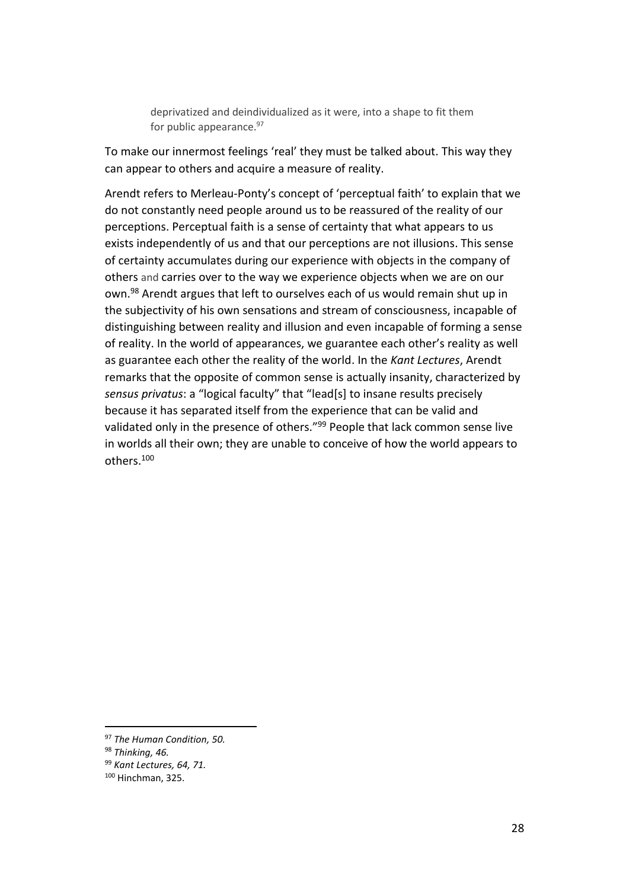> deprivatized and deindividualized as it were, into a shape to fit them for public appearance.[97]

To make our innermost feelings 'real' they must be talked about. This way they can appear to others and acquire a measure of reality.

Arendt refers to Merleau-Ponty's concept of 'perceptual faith' to explain that we do not constantly need people around us to be reassured of the reality of our perceptions. Perceptual faith is a sense of certainty that what appears to us exists independently of us and that our perceptions are not illusions. This sense of certainty accumulates during our experience with objects in the company of others and carries over to the way we experience objects when we are on our own.[98] Arendt argues that left to ourselves each of us would remain shut up in the subjectivity of his own sensations and stream of consciousness, incapable of distinguishing between reality and illusion and even incapable of forming a sense of reality. In the world of appearances, we guarantee each other's reality as well as guarantee each other the reality of the world. In the *Kant Lectures*, Arendt remarks that the opposite of common sense is actually insanity, characterized by *sensus privatus*: a "logical faculty" that "lead[s] to insane results precisely because it has separated itself from the experience that can be valid and validated only in the presence of others."[99] People that lack common sense live in worlds all their own; they are unable to conceive of how the world appears to others.[100]

---

[97] *The Human Condition, 50.*

[98] *Thinking, 46.*

[99] *Kant Lectures, 64, 71.*

[100] Hinchman, 325.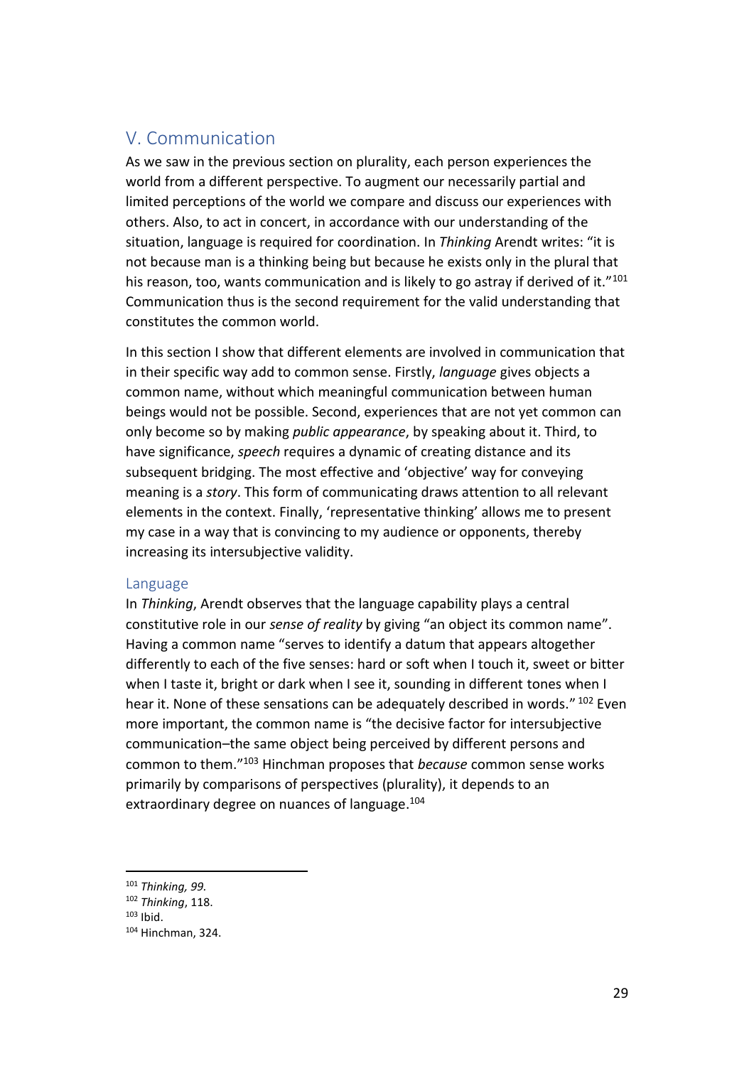## V. Communication

As we saw in the previous section on plurality, each person experiences the world from a different perspective. To augment our necessarily partial and limited perceptions of the world we compare and discuss our experiences with others. Also, to act in concert, in accordance with our understanding of the situation, language is required for coordination. In *Thinking* Arendt writes: "it is not because man is a thinking being but because he exists only in the plural that his reason, too, wants communication and is likely to go astray if derived of it."[101] Communication thus is the second requirement for the valid understanding that constitutes the common world.

In this section I show that different elements are involved in communication that in their specific way add to common sense. Firstly, *language* gives objects a common name, without which meaningful communication between human beings would not be possible. Second, experiences that are not yet common can only become so by making *public appearance*, by speaking about it. Third, to have significance, *speech* requires a dynamic of creating distance and its subsequent bridging. The most effective and 'objective' way for conveying meaning is a *story*. This form of communicating draws attention to all relevant elements in the context. Finally, 'representative thinking' allows me to present my case in a way that is convincing to my audience or opponents, thereby increasing its intersubjective validity.

### Language

In *Thinking*, Arendt observes that the language capability plays a central constitutive role in our *sense of reality* by giving "an object its common name". Having a common name "serves to identify a datum that appears altogether differently to each of the five senses: hard or soft when I touch it, sweet or bitter when I taste it, bright or dark when I see it, sounding in different tones when I hear it. None of these sensations can be adequately described in words." [102] Even more important, the common name is "the decisive factor for intersubjective communication–the same object being perceived by different persons and common to them."[103] Hinchman proposes that *because* common sense works primarily by comparisons of perspectives (plurality), it depends to an extraordinary degree on nuances of language.[104]

---

[101] *Thinking, 99.*
[102] *Thinking*, 118.
[103] Ibid.
[104] Hinchman, 324.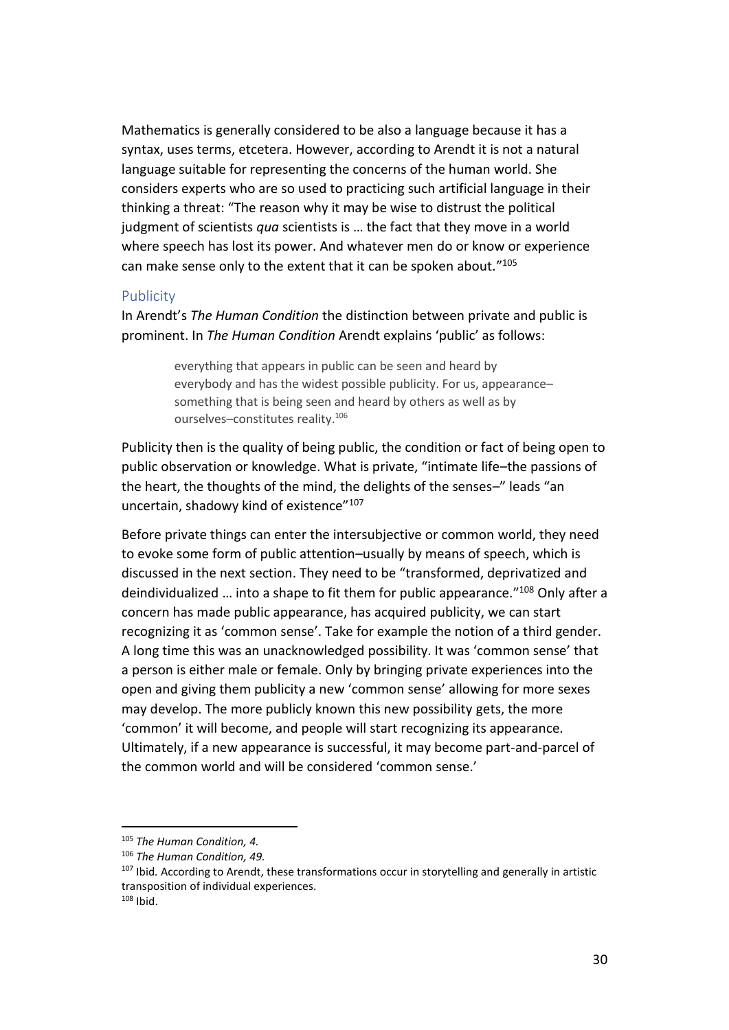Mathematics is generally considered to be also a language because it has a syntax, uses terms, etcetera. However, according to Arendt it is not a natural language suitable for representing the concerns of the human world. She considers experts who are so used to practicing such artificial language in their thinking a threat: "The reason why it may be wise to distrust the political judgment of scientists *qua* scientists is … the fact that they move in a world where speech has lost its power. And whatever men do or know or experience can make sense only to the extent that it can be spoken about."[105]

## Publicity

In Arendt's *The Human Condition* the distinction between private and public is prominent. In *The Human Condition* Arendt explains 'public' as follows:

> everything that appears in public can be seen and heard by everybody and has the widest possible publicity. For us, appearance–something that is being seen and heard by others as well as by ourselves–constitutes reality.[106]

Publicity then is the quality of being public, the condition or fact of being open to public observation or knowledge. What is private, "intimate life–the passions of the heart, the thoughts of the mind, the delights of the senses–" leads "an uncertain, shadowy kind of existence"[107]

Before private things can enter the intersubjective or common world, they need to evoke some form of public attention–usually by means of speech, which is discussed in the next section. They need to be "transformed, deprivatized and deindividualized … into a shape to fit them for public appearance."[108] Only after a concern has made public appearance, has acquired publicity, we can start recognizing it as 'common sense'. Take for example the notion of a third gender. A long time this was an unacknowledged possibility. It was 'common sense' that a person is either male or female. Only by bringing private experiences into the open and giving them publicity a new 'common sense' allowing for more sexes may develop. The more publicly known this new possibility gets, the more 'common' it will become, and people will start recognizing its appearance. Ultimately, if a new appearance is successful, it may become part-and-parcel of the common world and will be considered 'common sense.'

---

[105] *The Human Condition, 4.*

[106] *The Human Condition, 49.*

[107] Ibid. According to Arendt, these transformations occur in storytelling and generally in artistic transposition of individual experiences.

[108] Ibid.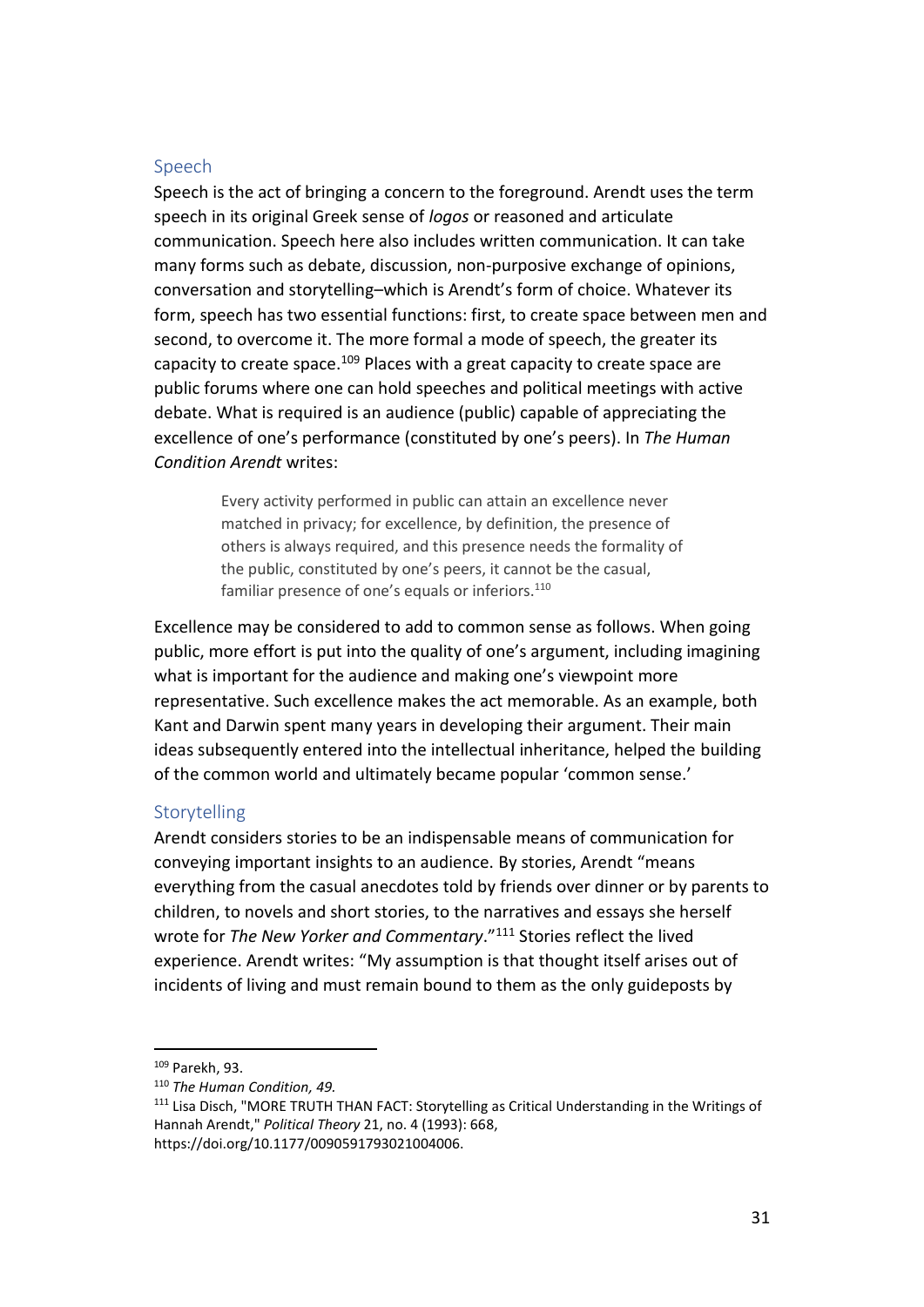## Speech

Speech is the act of bringing a concern to the foreground. Arendt uses the term speech in its original Greek sense of *logos* or reasoned and articulate communication. Speech here also includes written communication. It can take many forms such as debate, discussion, non-purposive exchange of opinions, conversation and storytelling–which is Arendt's form of choice. Whatever its form, speech has two essential functions: first, to create space between men and second, to overcome it. The more formal a mode of speech, the greater its capacity to create space.[109] Places with a great capacity to create space are public forums where one can hold speeches and political meetings with active debate. What is required is an audience (public) capable of appreciating the excellence of one's performance (constituted by one's peers). In *The Human Condition Arendt* writes:

> Every activity performed in public can attain an excellence never matched in privacy; for excellence, by definition, the presence of others is always required, and this presence needs the formality of the public, constituted by one's peers, it cannot be the casual, familiar presence of one's equals or inferiors.[110]

Excellence may be considered to add to common sense as follows. When going public, more effort is put into the quality of one's argument, including imagining what is important for the audience and making one's viewpoint more representative. Such excellence makes the act memorable. As an example, both Kant and Darwin spent many years in developing their argument. Their main ideas subsequently entered into the intellectual inheritance, helped the building of the common world and ultimately became popular 'common sense.'

## Storytelling

Arendt considers stories to be an indispensable means of communication for conveying important insights to an audience. By stories, Arendt "means everything from the casual anecdotes told by friends over dinner or by parents to children, to novels and short stories, to the narratives and essays she herself wrote for *The New Yorker and Commentary*."[111] Stories reflect the lived experience. Arendt writes: "My assumption is that thought itself arises out of incidents of living and must remain bound to them as the only guideposts by

---

[109] Parekh, 93.

[110] *The Human Condition, 49.*

[111] Lisa Disch, "MORE TRUTH THAN FACT: Storytelling as Critical Understanding in the Writings of Hannah Arendt," *Political Theory* 21, no. 4 (1993): 668, https://doi.org/10.1177/0090591793021004006.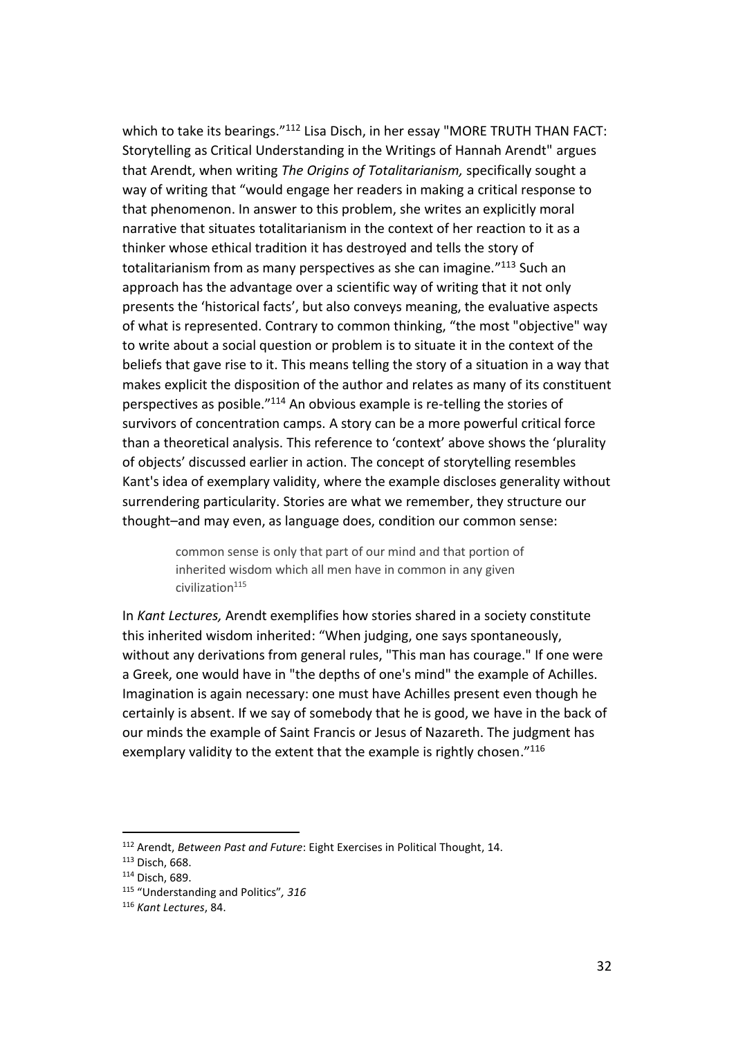which to take its bearings."[112] Lisa Disch, in her essay "MORE TRUTH THAN FACT: Storytelling as Critical Understanding in the Writings of Hannah Arendt" argues that Arendt, when writing *The Origins of Totalitarianism,* specifically sought a way of writing that "would engage her readers in making a critical response to that phenomenon. In answer to this problem, she writes an explicitly moral narrative that situates totalitarianism in the context of her reaction to it as a thinker whose ethical tradition it has destroyed and tells the story of totalitarianism from as many perspectives as she can imagine."[113] Such an approach has the advantage over a scientific way of writing that it not only presents the 'historical facts', but also conveys meaning, the evaluative aspects of what is represented. Contrary to common thinking, "the most "objective" way to write about a social question or problem is to situate it in the context of the beliefs that gave rise to it. This means telling the story of a situation in a way that makes explicit the disposition of the author and relates as many of its constituent perspectives as posible."[114] An obvious example is re-telling the stories of survivors of concentration camps. A story can be a more powerful critical force than a theoretical analysis. This reference to 'context' above shows the 'plurality of objects' discussed earlier in action. The concept of storytelling resembles Kant's idea of exemplary validity, where the example discloses generality without surrendering particularity. Stories are what we remember, they structure our thought–and may even, as language does, condition our common sense:

> common sense is only that part of our mind and that portion of inherited wisdom which all men have in common in any given civilization[115]

In *Kant Lectures,* Arendt exemplifies how stories shared in a society constitute this inherited wisdom inherited: "When judging, one says spontaneously, without any derivations from general rules, "This man has courage." If one were a Greek, one would have in "the depths of one's mind" the example of Achilles. Imagination is again necessary: one must have Achilles present even though he certainly is absent. If we say of somebody that he is good, we have in the back of our minds the example of Saint Francis or Jesus of Nazareth. The judgment has exemplary validity to the extent that the example is rightly chosen."[116]

---

[112] Arendt, *Between Past and Future*: Eight Exercises in Political Thought, 14.

[113] Disch, 668.

[114] Disch, 689.

[115] "Understanding and Politics"*, 316*

[116] *Kant Lectures*, 84.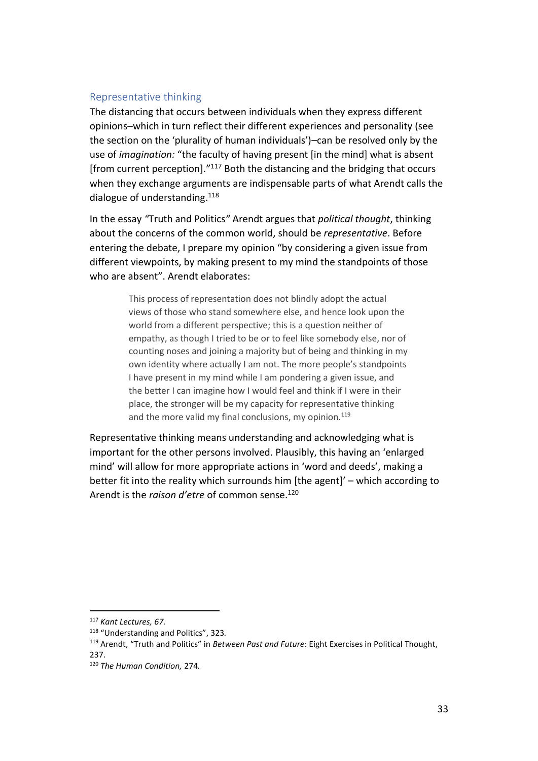## Representative thinking

The distancing that occurs between individuals when they express different opinions–which in turn reflect their different experiences and personality (see the section on the 'plurality of human individuals')–can be resolved only by the use of *imagination:* "the faculty of having present [in the mind] what is absent [from current perception]."[117] Both the distancing and the bridging that occurs when they exchange arguments are indispensable parts of what Arendt calls the dialogue of understanding.[118]

In the essay *"*Truth and Politics*"* Arendt argues that *political thought*, thinking about the concerns of the common world, should be *representative*. Before entering the debate, I prepare my opinion "by considering a given issue from different viewpoints, by making present to my mind the standpoints of those who are absent". Arendt elaborates:

> This process of representation does not blindly adopt the actual views of those who stand somewhere else, and hence look upon the world from a different perspective; this is a question neither of empathy, as though I tried to be or to feel like somebody else, nor of counting noses and joining a majority but of being and thinking in my own identity where actually I am not. The more people's standpoints I have present in my mind while I am pondering a given issue, and the better I can imagine how I would feel and think if I were in their place, the stronger will be my capacity for representative thinking and the more valid my final conclusions, my opinion.[119]

Representative thinking means understanding and acknowledging what is important for the other persons involved. Plausibly, this having an 'enlarged mind' will allow for more appropriate actions in 'word and deeds', making a better fit into the reality which surrounds him [the agent]' – which according to Arendt is the *raison d'etre* of common sense.[120]

---

[117] *Kant Lectures, 67.*

[118] "Understanding and Politics", 323*.*

[119] Arendt, "Truth and Politics" in *Between Past and Future*: Eight Exercises in Political Thought, 237.

[120] *The Human Condition,* 274*.*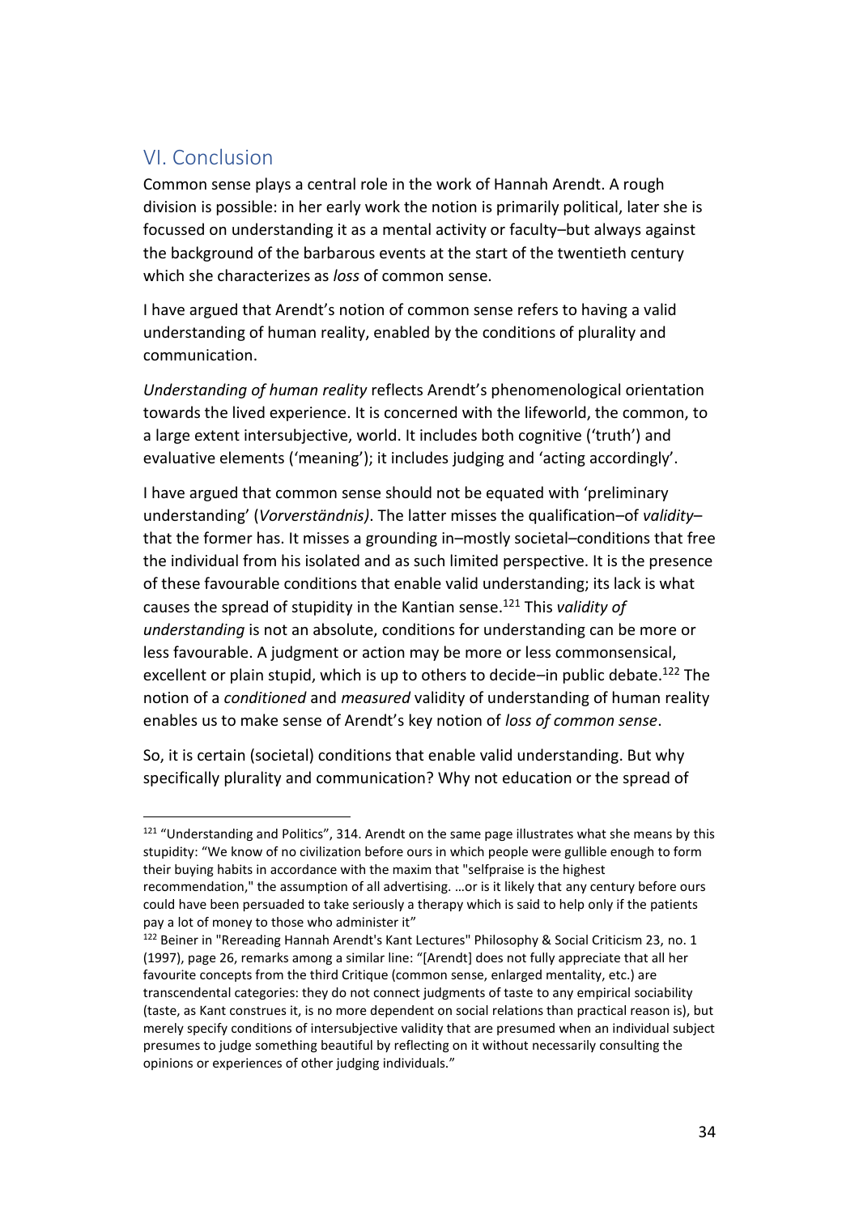## VI. Conclusion

Common sense plays a central role in the work of Hannah Arendt. A rough division is possible: in her early work the notion is primarily political, later she is focussed on understanding it as a mental activity or faculty–but always against the background of the barbarous events at the start of the twentieth century which she characterizes as *loss* of common sense.

I have argued that Arendt's notion of common sense refers to having a valid understanding of human reality, enabled by the conditions of plurality and communication.

*Understanding of human reality* reflects Arendt's phenomenological orientation towards the lived experience. It is concerned with the lifeworld, the common, to a large extent intersubjective, world. It includes both cognitive ('truth') and evaluative elements ('meaning'); it includes judging and 'acting accordingly'.

I have argued that common sense should not be equated with 'preliminary understanding' (*Vorverständnis)*. The latter misses the qualification–of *validity*–that the former has. It misses a grounding in–mostly societal–conditions that free the individual from his isolated and as such limited perspective. It is the presence of these favourable conditions that enable valid understanding; its lack is what causes the spread of stupidity in the Kantian sense.[121] This *validity of understanding* is not an absolute, conditions for understanding can be more or less favourable. A judgment or action may be more or less commonsensical, excellent or plain stupid, which is up to others to decide–in public debate.[122] The notion of a *conditioned* and *measured* validity of understanding of human reality enables us to make sense of Arendt's key notion of *loss of common sense*.

So, it is certain (societal) conditions that enable valid understanding. But why specifically plurality and communication? Why not education or the spread of

---

[121] "Understanding and Politics", 314. Arendt on the same page illustrates what she means by this stupidity: "We know of no civilization before ours in which people were gullible enough to form their buying habits in accordance with the maxim that "selfpraise is the highest recommendation," the assumption of all advertising. …or is it likely that any century before ours could have been persuaded to take seriously a therapy which is said to help only if the patients pay a lot of money to those who administer it"

[122] Beiner in "Rereading Hannah Arendt's Kant Lectures" Philosophy & Social Criticism 23, no. 1 (1997), page 26, remarks among a similar line: "[Arendt] does not fully appreciate that all her favourite concepts from the third Critique (common sense, enlarged mentality, etc.) are transcendental categories: they do not connect judgments of taste to any empirical sociability (taste, as Kant construes it, is no more dependent on social relations than practical reason is), but merely specify conditions of intersubjective validity that are presumed when an individual subject presumes to judge something beautiful by reflecting on it without necessarily consulting the opinions or experiences of other judging individuals."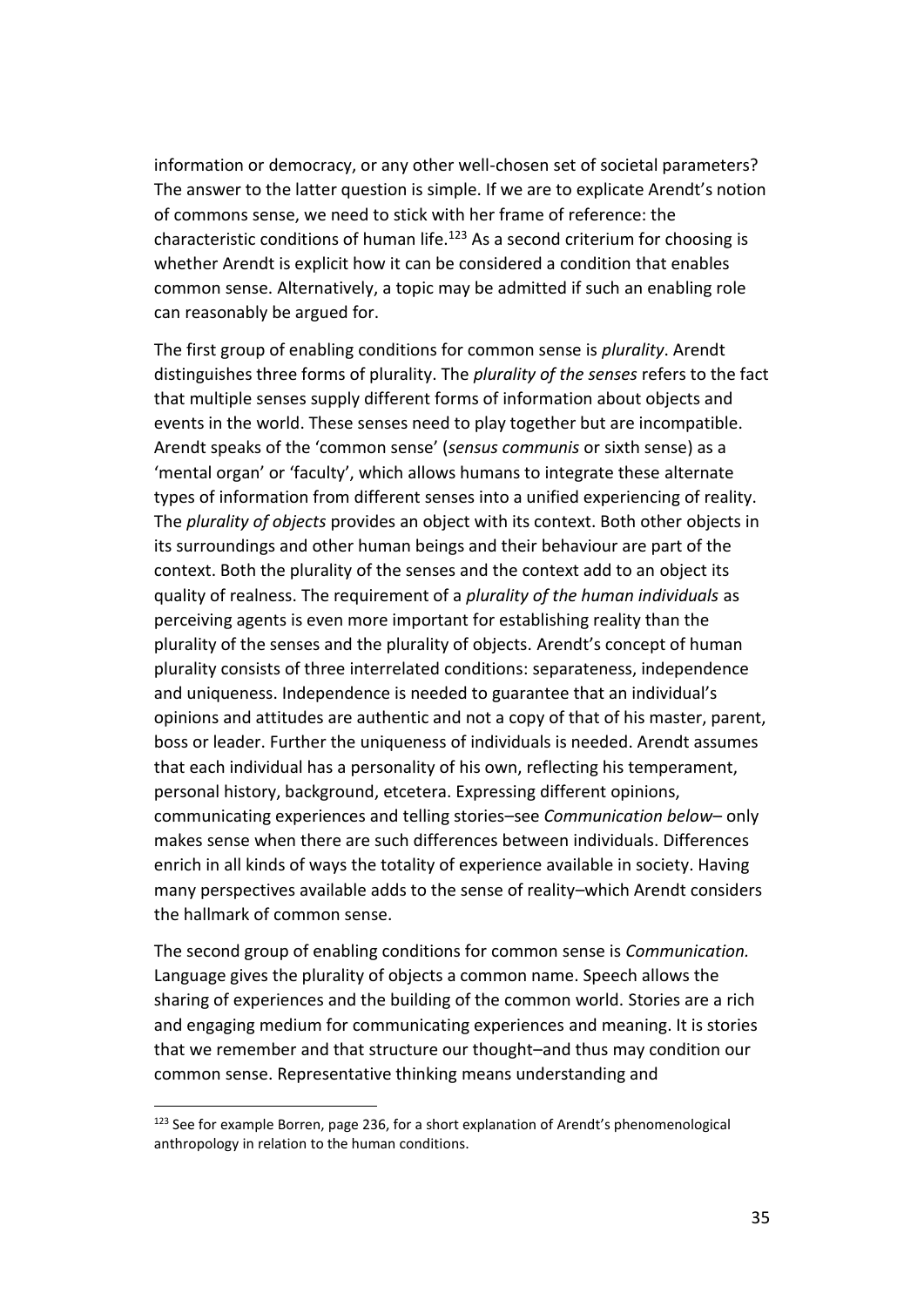information or democracy, or any other well-chosen set of societal parameters? The answer to the latter question is simple. If we are to explicate Arendt's notion of commons sense, we need to stick with her frame of reference: the characteristic conditions of human life.[123] As a second criterium for choosing is whether Arendt is explicit how it can be considered a condition that enables common sense. Alternatively, a topic may be admitted if such an enabling role can reasonably be argued for.

The first group of enabling conditions for common sense is *plurality*. Arendt distinguishes three forms of plurality. The *plurality of the senses* refers to the fact that multiple senses supply different forms of information about objects and events in the world. These senses need to play together but are incompatible. Arendt speaks of the 'common sense' (*sensus communis* or sixth sense) as a 'mental organ' or 'faculty', which allows humans to integrate these alternate types of information from different senses into a unified experiencing of reality. The *plurality of objects* provides an object with its context. Both other objects in its surroundings and other human beings and their behaviour are part of the context. Both the plurality of the senses and the context add to an object its quality of realness. The requirement of a *plurality of the human individuals* as perceiving agents is even more important for establishing reality than the plurality of the senses and the plurality of objects. Arendt's concept of human plurality consists of three interrelated conditions: separateness, independence and uniqueness. Independence is needed to guarantee that an individual's opinions and attitudes are authentic and not a copy of that of his master, parent, boss or leader. Further the uniqueness of individuals is needed. Arendt assumes that each individual has a personality of his own, reflecting his temperament, personal history, background, etcetera. Expressing different opinions, communicating experiences and telling stories–see *Communication below*– only makes sense when there are such differences between individuals. Differences enrich in all kinds of ways the totality of experience available in society. Having many perspectives available adds to the sense of reality–which Arendt considers the hallmark of common sense.

The second group of enabling conditions for common sense is *Communication.* Language gives the plurality of objects a common name. Speech allows the sharing of experiences and the building of the common world. Stories are a rich and engaging medium for communicating experiences and meaning. It is stories that we remember and that structure our thought–and thus may condition our common sense. Representative thinking means understanding and

[123] See for example Borren, page 236, for a short explanation of Arendt's phenomenological anthropology in relation to the human conditions.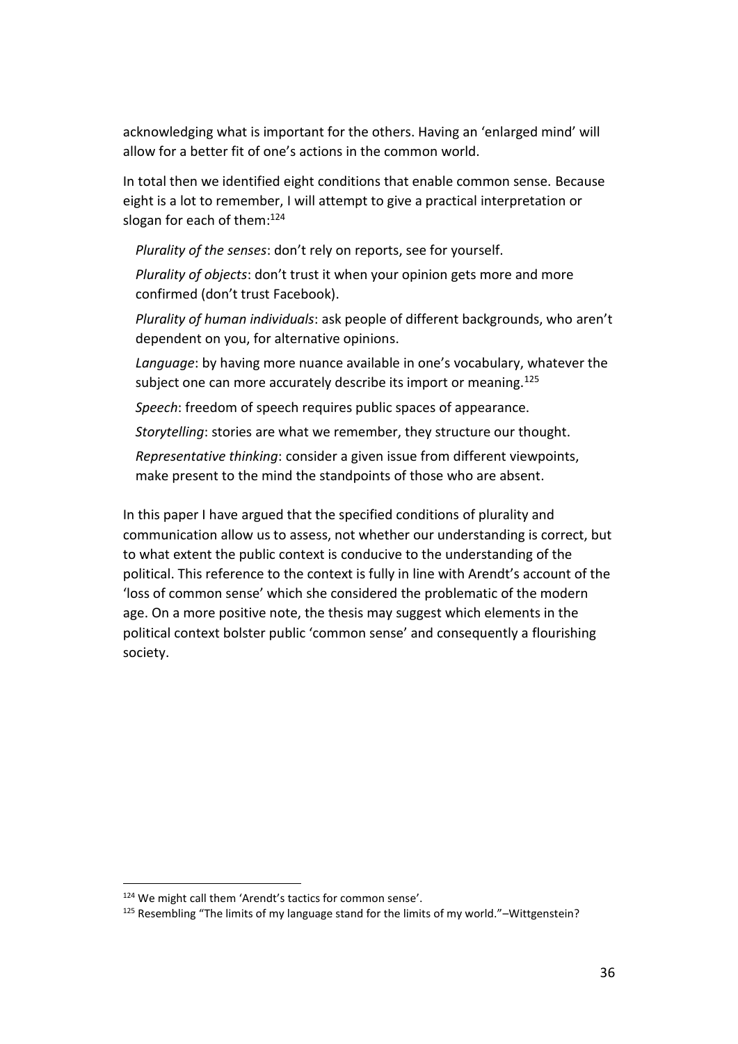acknowledging what is important for the others. Having an 'enlarged mind' will allow for a better fit of one's actions in the common world.

In total then we identified eight conditions that enable common sense. Because eight is a lot to remember, I will attempt to give a practical interpretation or slogan for each of them:[124]

*Plurality of the senses*: don't rely on reports, see for yourself.

*Plurality of objects*: don't trust it when your opinion gets more and more confirmed (don't trust Facebook).

*Plurality of human individuals*: ask people of different backgrounds, who aren't dependent on you, for alternative opinions.

*Language*: by having more nuance available in one's vocabulary, whatever the subject one can more accurately describe its import or meaning.[125]

*Speech*: freedom of speech requires public spaces of appearance.

*Storytelling*: stories are what we remember, they structure our thought.

*Representative thinking*: consider a given issue from different viewpoints, make present to the mind the standpoints of those who are absent.

In this paper I have argued that the specified conditions of plurality and communication allow us to assess, not whether our understanding is correct, but to what extent the public context is conducive to the understanding of the political. This reference to the context is fully in line with Arendt's account of the 'loss of common sense' which she considered the problematic of the modern age. On a more positive note, the thesis may suggest which elements in the political context bolster public 'common sense' and consequently a flourishing society.

[124] We might call them 'Arendt's tactics for common sense'.

[125] Resembling "The limits of my language stand for the limits of my world."–Wittgenstein?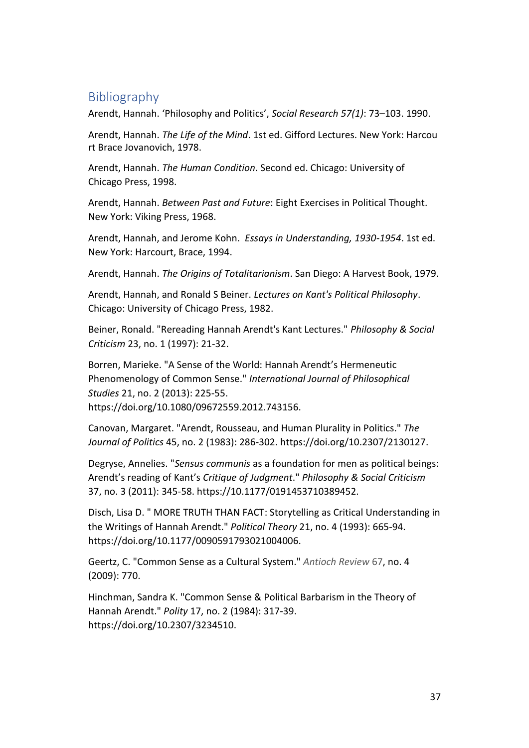## Bibliography

Arendt, Hannah. 'Philosophy and Politics', *Social Research 57(1)*: 73–103. 1990.

Arendt, Hannah. *The Life of the Mind*. 1st ed. Gifford Lectures. New York: Harcourt Brace Jovanovich, 1978.

Arendt, Hannah. *The Human Condition*. Second ed. Chicago: University of Chicago Press, 1998.

Arendt, Hannah. *Between Past and Future*: Eight Exercises in Political Thought. New York: Viking Press, 1968.

Arendt, Hannah, and Jerome Kohn. *Essays in Understanding, 1930-1954*. 1st ed. New York: Harcourt, Brace, 1994.

Arendt, Hannah. *The Origins of Totalitarianism*. San Diego: A Harvest Book, 1979.

Arendt, Hannah, and Ronald S Beiner. *Lectures on Kant's Political Philosophy*. Chicago: University of Chicago Press, 1982.

Beiner, Ronald. "Rereading Hannah Arendt's Kant Lectures." *Philosophy & Social Criticism* 23, no. 1 (1997): 21-32.

Borren, Marieke. "A Sense of the World: Hannah Arendt's Hermeneutic Phenomenology of Common Sense." *International Journal of Philosophical Studies* 21, no. 2 (2013): 225-55. https://doi.org/10.1080/09672559.2012.743156.

Canovan, Margaret. "Arendt, Rousseau, and Human Plurality in Politics." *The Journal of Politics* 45, no. 2 (1983): 286-302. https://doi.org/10.2307/2130127.

Degryse, Annelies. "*Sensus communis* as a foundation for men as political beings: Arendt's reading of Kant's *Critique of Judgment*." *Philosophy & Social Criticism* 37, no. 3 (2011): 345-58. https://10.1177/0191453710389452.

Disch, Lisa D. " MORE TRUTH THAN FACT: Storytelling as Critical Understanding in the Writings of Hannah Arendt." *Political Theory* 21, no. 4 (1993): 665-94. https://doi.org/10.1177/0090591793021004006.

Geertz, C. "Common Sense as a Cultural System." *Antioch Review* 67, no. 4 (2009): 770.

Hinchman, Sandra K. "Common Sense & Political Barbarism in the Theory of Hannah Arendt." *Polity* 17, no. 2 (1984): 317-39. https://doi.org/10.2307/3234510.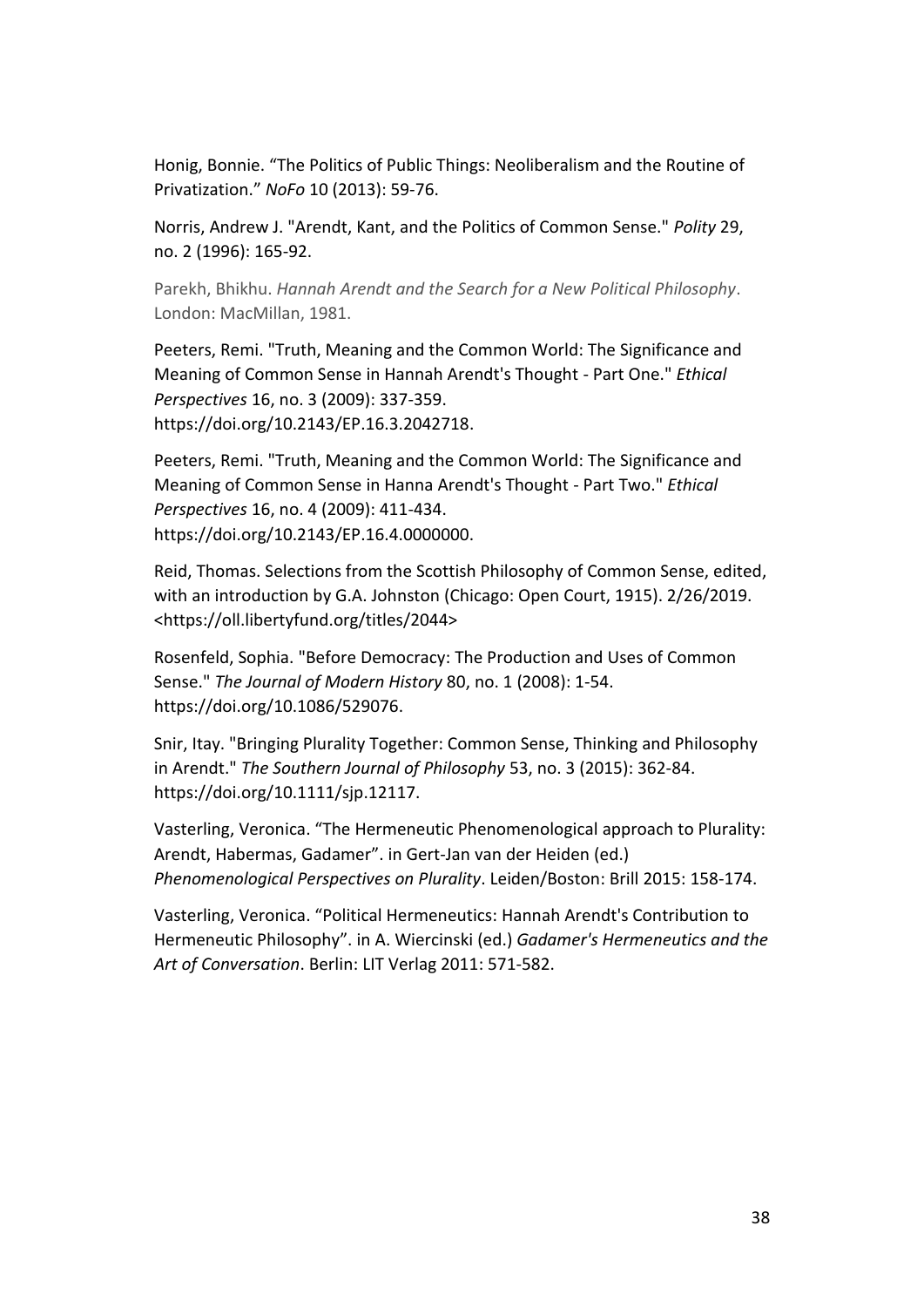Honig, Bonnie. “The Politics of Public Things: Neoliberalism and the Routine of Privatization.” *NoFo* 10 (2013): 59-76.

Norris, Andrew J. "Arendt, Kant, and the Politics of Common Sense." *Polity* 29, no. 2 (1996): 165-92.

Parekh, Bhikhu. *Hannah Arendt and the Search for a New Political Philosophy*. London: MacMillan, 1981.

Peeters, Remi. "Truth, Meaning and the Common World: The Significance and Meaning of Common Sense in Hannah Arendt's Thought - Part One." *Ethical Perspectives* 16, no. 3 (2009): 337-359. https://doi.org/10.2143/EP.16.3.2042718.

Peeters, Remi. "Truth, Meaning and the Common World: The Significance and Meaning of Common Sense in Hanna Arendt's Thought - Part Two." *Ethical Perspectives* 16, no. 4 (2009): 411-434. https://doi.org/10.2143/EP.16.4.0000000.

Reid, Thomas. Selections from the Scottish Philosophy of Common Sense, edited, with an introduction by G.A. Johnston (Chicago: Open Court, 1915). 2/26/2019. <https://oll.libertyfund.org/titles/2044>

Rosenfeld, Sophia. "Before Democracy: The Production and Uses of Common Sense." *The Journal of Modern History* 80, no. 1 (2008): 1-54. https://doi.org/10.1086/529076.

Snir, Itay. "Bringing Plurality Together: Common Sense, Thinking and Philosophy in Arendt." *The Southern Journal of Philosophy* 53, no. 3 (2015): 362-84. https://doi.org/10.1111/sjp.12117.

Vasterling, Veronica. “The Hermeneutic Phenomenological approach to Plurality: Arendt, Habermas, Gadamer”. in Gert-Jan van der Heiden (ed.) *Phenomenological Perspectives on Plurality*. Leiden/Boston: Brill 2015: 158-174.

Vasterling, Veronica. “Political Hermeneutics: Hannah Arendt's Contribution to Hermeneutic Philosophy”. in A. Wiercinski (ed.) *Gadamer's Hermeneutics and the Art of Conversation*. Berlin: LIT Verlag 2011: 571-582.